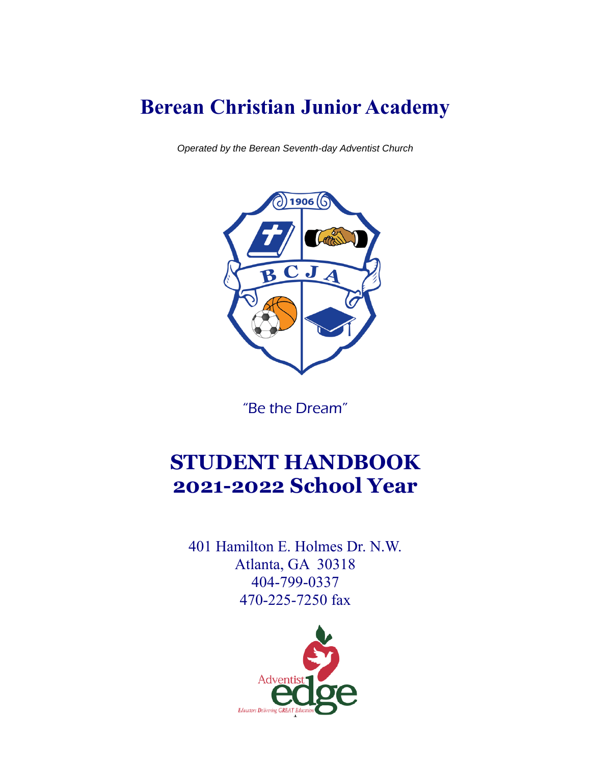# Berean Christian Junior Academy

*Operated by the Berean Seventh-day Adventist Church*

"Be the Dream"

# STUDENT HANDBOOK
# 2021-2022 School Year

401 Hamilton E. Holmes Dr. N.W.
Atlanta, GA 30318
404-799-0337
470-225-7250 fax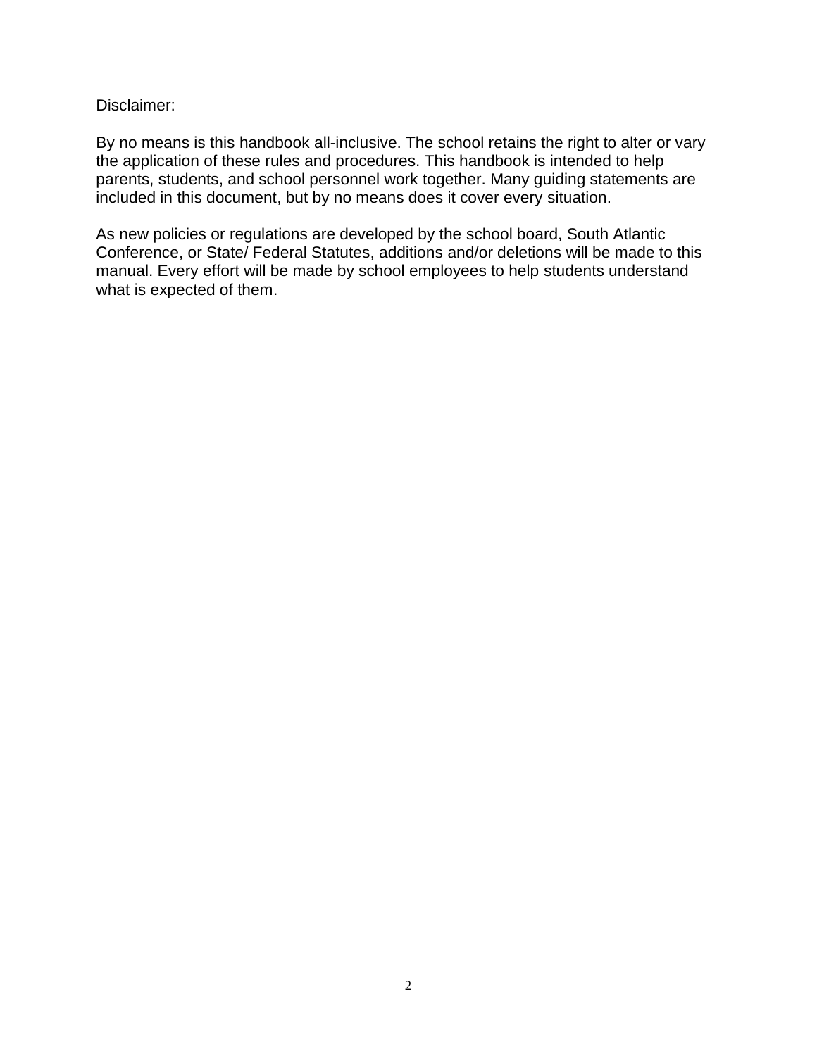Disclaimer:

By no means is this handbook all-inclusive. The school retains the right to alter or vary the application of these rules and procedures. This handbook is intended to help parents, students, and school personnel work together. Many guiding statements are included in this document, but by no means does it cover every situation.

As new policies or regulations are developed by the school board, South Atlantic Conference, or State/ Federal Statutes, additions and/or deletions will be made to this manual. Every effort will be made by school employees to help students understand what is expected of them.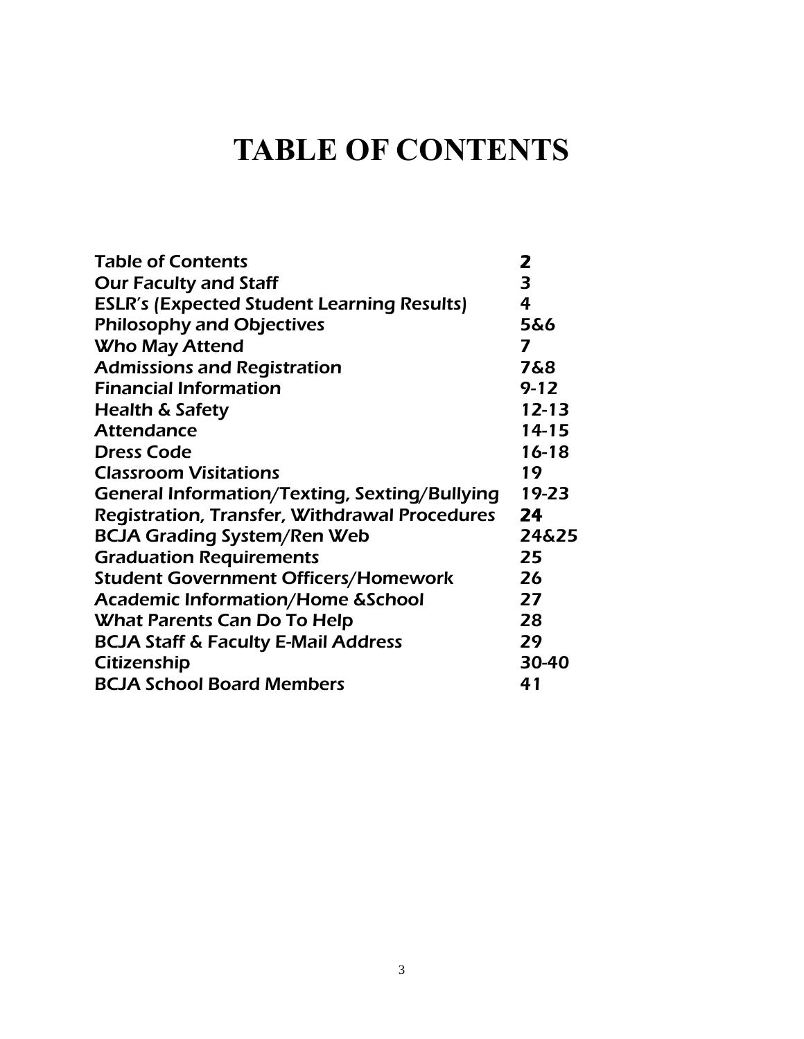# TABLE OF CONTENTS

| | |
|---|---|
| Table of Contents | 2 |
| Our Faculty and Staff | 3 |
| ESLR's (Expected Student Learning Results) | 4 |
| Philosophy and Objectives | 5&6 |
| Who May Attend | 7 |
| Admissions and Registration | 7&8 |
| Financial Information | 9-12 |
| Health & Safety | 12-13 |
| Attendance | 14-15 |
| Dress Code | 16-18 |
| Classroom Visitations | 19 |
| General Information/Texting, Sexting/Bullying | 19-23 |
| Registration, Transfer, Withdrawal Procedures | 24 |
| BCJA Grading System/Ren Web | 24&25 |
| Graduation Requirements | 25 |
| Student Government Officers/Homework | 26 |
| Academic Information/Home &School | 27 |
| What Parents Can Do To Help | 28 |
| BCJA Staff & Faculty E-Mail Address | 29 |
| Citizenship | 30-40 |
| BCJA School Board Members | 41 |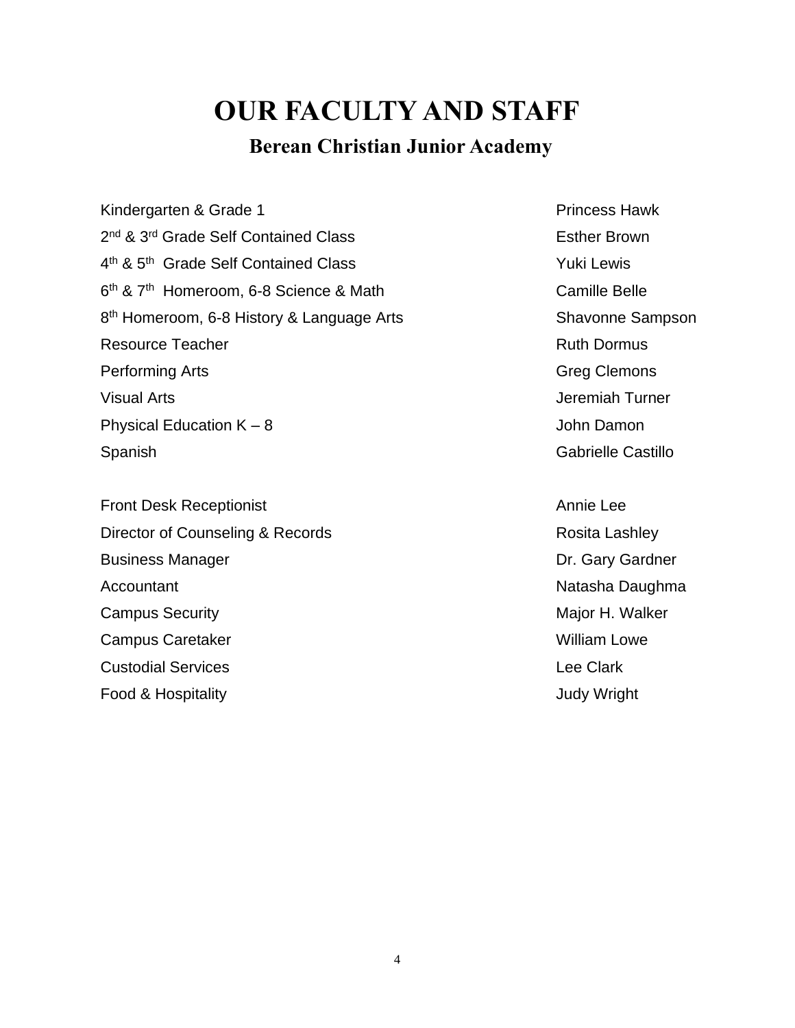# OUR FACULTY AND STAFF

## Berean Christian Junior Academy

| | |
|---|---|
| Kindergarten & Grade 1 | Princess Hawk |
| 2nd & 3rd Grade Self Contained Class | Esther Brown |
| 4th & 5th Grade Self Contained Class | Yuki Lewis |
| 6th & 7th Homeroom, 6-8 Science & Math | Camille Belle |
| 8th Homeroom, 6-8 History & Language Arts | Shavonne Sampson |
| Resource Teacher | Ruth Dormus |
| Performing Arts | Greg Clemons |
| Visual Arts | Jeremiah Turner |
| Physical Education K – 8 | John Damon |
| Spanish | Gabrielle Castillo |

| | |
|---|---|
| Front Desk Receptionist | Annie Lee |
| Director of Counseling & Records | Rosita Lashley |
| Business Manager | Dr. Gary Gardner |
| Accountant | Natasha Daughma |
| Campus Security | Major H. Walker |
| Campus Caretaker | William Lowe |
| Custodial Services | Lee Clark |
| Food & Hospitality | Judy Wright |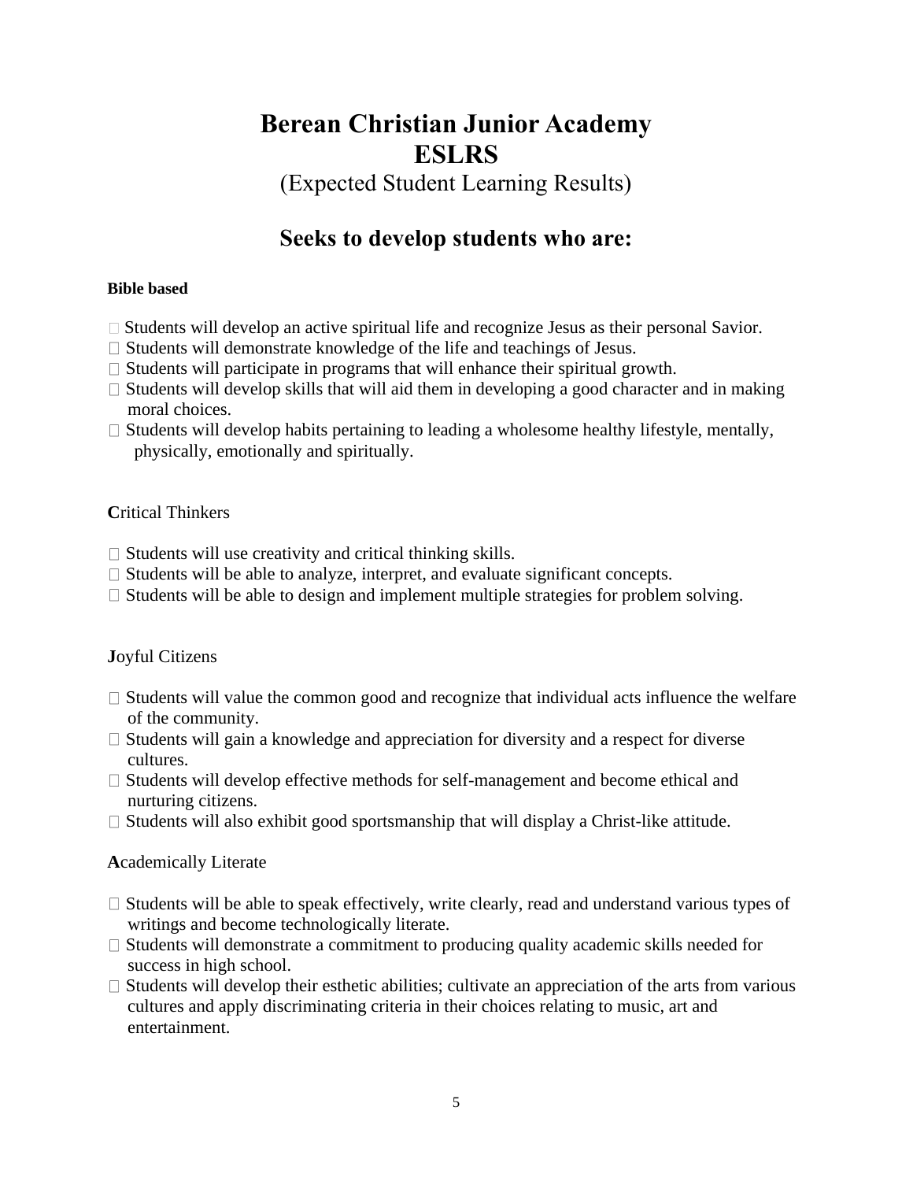# Berean Christian Junior Academy
# ESLRS

(Expected Student Learning Results)

## Seeks to develop students who are:

**Bible based**

- Students will develop an active spiritual life and recognize Jesus as their personal Savior.
- Students will demonstrate knowledge of the life and teachings of Jesus.
- Students will participate in programs that will enhance their spiritual growth.
- Students will develop skills that will aid them in developing a good character and in making moral choices.
- Students will develop habits pertaining to leading a wholesome healthy lifestyle, mentally, physically, emotionally and spiritually.

**C**ritical Thinkers

- Students will use creativity and critical thinking skills.
- Students will be able to analyze, interpret, and evaluate significant concepts.
- Students will be able to design and implement multiple strategies for problem solving.

**J**oyful Citizens

- Students will value the common good and recognize that individual acts influence the welfare of the community.
- Students will gain a knowledge and appreciation for diversity and a respect for diverse cultures.
- Students will develop effective methods for self-management and become ethical and nurturing citizens.
- Students will also exhibit good sportsmanship that will display a Christ-like attitude.

**A**cademically Literate

- Students will be able to speak effectively, write clearly, read and understand various types of writings and become technologically literate.
- Students will demonstrate a commitment to producing quality academic skills needed for success in high school.
- Students will develop their esthetic abilities; cultivate an appreciation of the arts from various cultures and apply discriminating criteria in their choices relating to music, art and entertainment.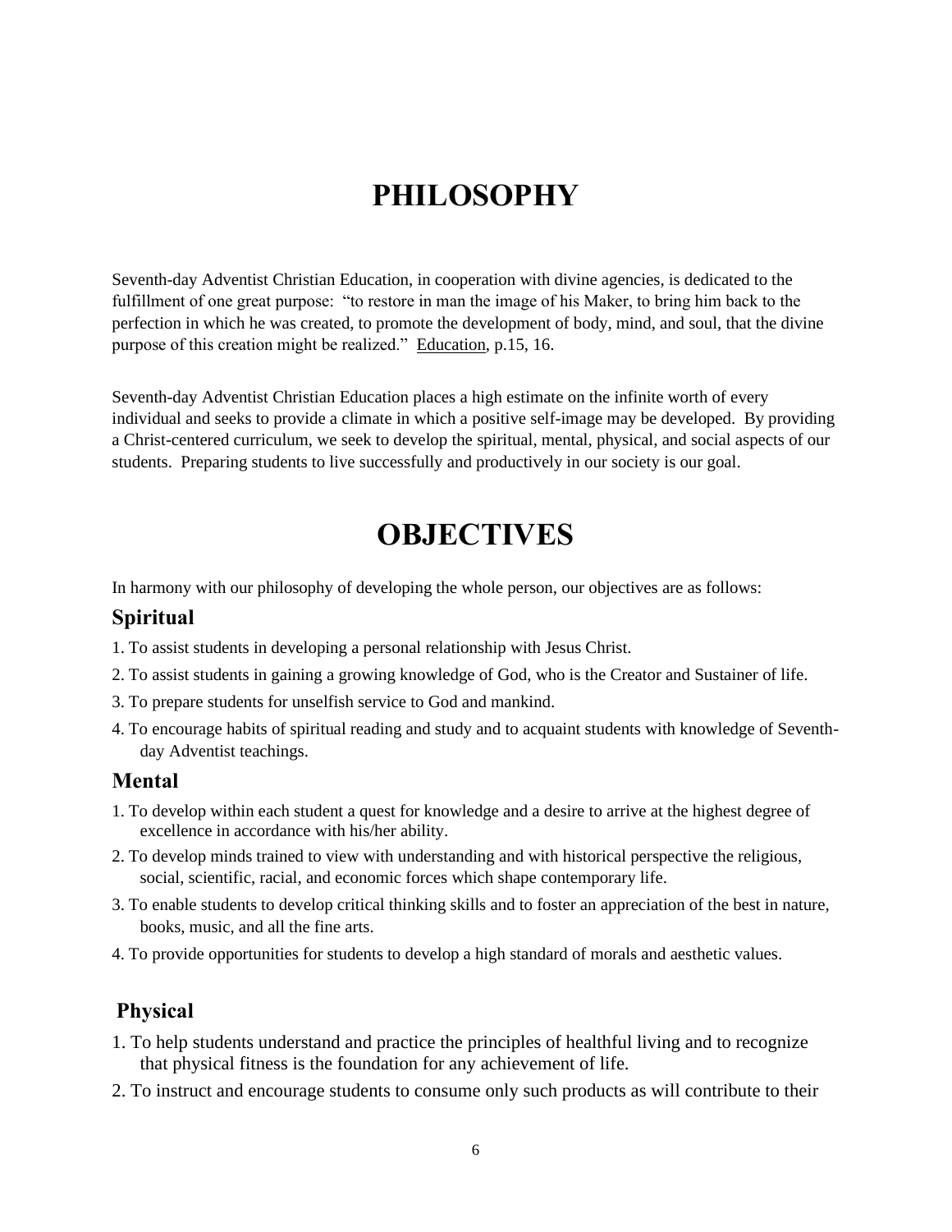# PHILOSOPHY

Seventh-day Adventist Christian Education, in cooperation with divine agencies, is dedicated to the fulfillment of one great purpose: "to restore in man the image of his Maker, to bring him back to the perfection in which he was created, to promote the development of body, mind, and soul, that the divine purpose of this creation might be realized." Education, p.15, 16.

Seventh-day Adventist Christian Education places a high estimate on the infinite worth of every individual and seeks to provide a climate in which a positive self-image may be developed. By providing a Christ-centered curriculum, we seek to develop the spiritual, mental, physical, and social aspects of our students. Preparing students to live successfully and productively in our society is our goal.

# OBJECTIVES

In harmony with our philosophy of developing the whole person, our objectives are as follows:

## Spiritual

1. To assist students in developing a personal relationship with Jesus Christ.
2. To assist students in gaining a growing knowledge of God, who is the Creator and Sustainer of life.
3. To prepare students for unselfish service to God and mankind.
4. To encourage habits of spiritual reading and study and to acquaint students with knowledge of Seventh-day Adventist teachings.

## Mental

1. To develop within each student a quest for knowledge and a desire to arrive at the highest degree of excellence in accordance with his/her ability.
2. To develop minds trained to view with understanding and with historical perspective the religious, social, scientific, racial, and economic forces which shape contemporary life.
3. To enable students to develop critical thinking skills and to foster an appreciation of the best in nature, books, music, and all the fine arts.
4. To provide opportunities for students to develop a high standard of morals and aesthetic values.

## Physical

1. To help students understand and practice the principles of healthful living and to recognize that physical fitness is the foundation for any achievement of life.
2. To instruct and encourage students to consume only such products as will contribute to their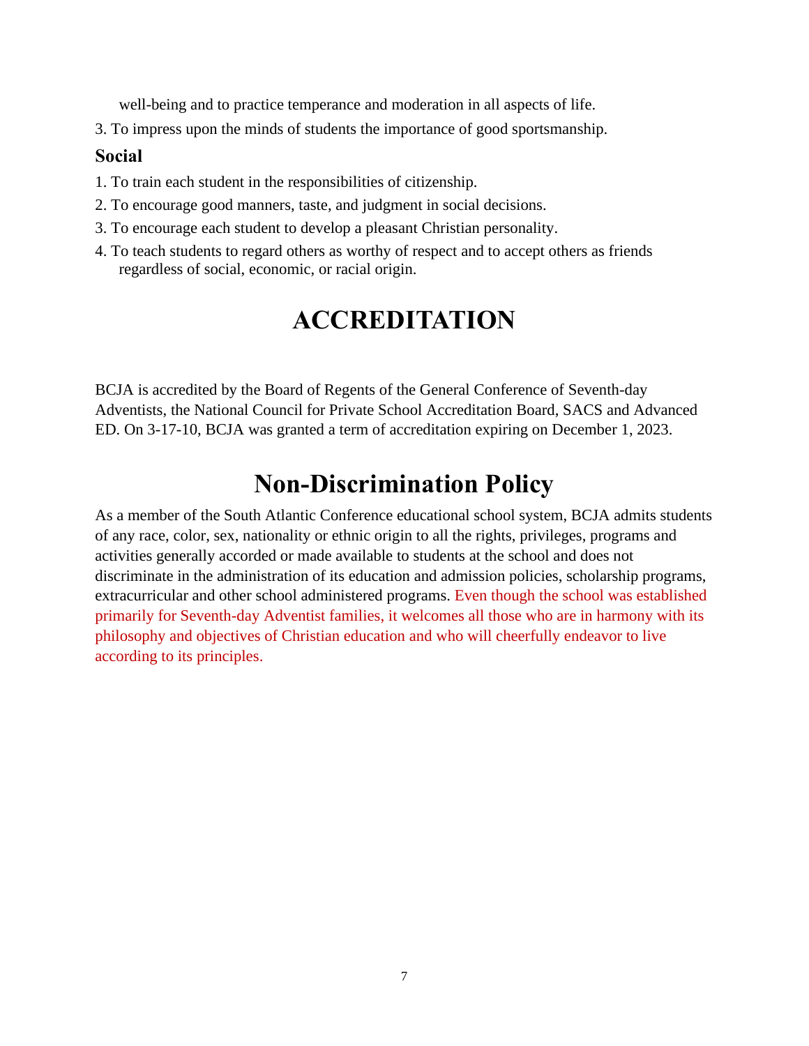well-being and to practice temperance and moderation in all aspects of life.

3. To impress upon the minds of students the importance of good sportsmanship.

### Social

1. To train each student in the responsibilities of citizenship.
2. To encourage good manners, taste, and judgment in social decisions.
3. To encourage each student to develop a pleasant Christian personality.
4. To teach students to regard others as worthy of respect and to accept others as friends regardless of social, economic, or racial origin.

# ACCREDITATION

BCJA is accredited by the Board of Regents of the General Conference of Seventh-day Adventists, the National Council for Private School Accreditation Board, SACS and Advanced ED. On 3-17-10, BCJA was granted a term of accreditation expiring on December 1, 2023.

# Non-Discrimination Policy

As a member of the South Atlantic Conference educational school system, BCJA admits students of any race, color, sex, nationality or ethnic origin to all the rights, privileges, programs and activities generally accorded or made available to students at the school and does not discriminate in the administration of its education and admission policies, scholarship programs, extracurricular and other school administered programs. Even though the school was established primarily for Seventh-day Adventist families, it welcomes all those who are in harmony with its philosophy and objectives of Christian education and who will cheerfully endeavor to live according to its principles.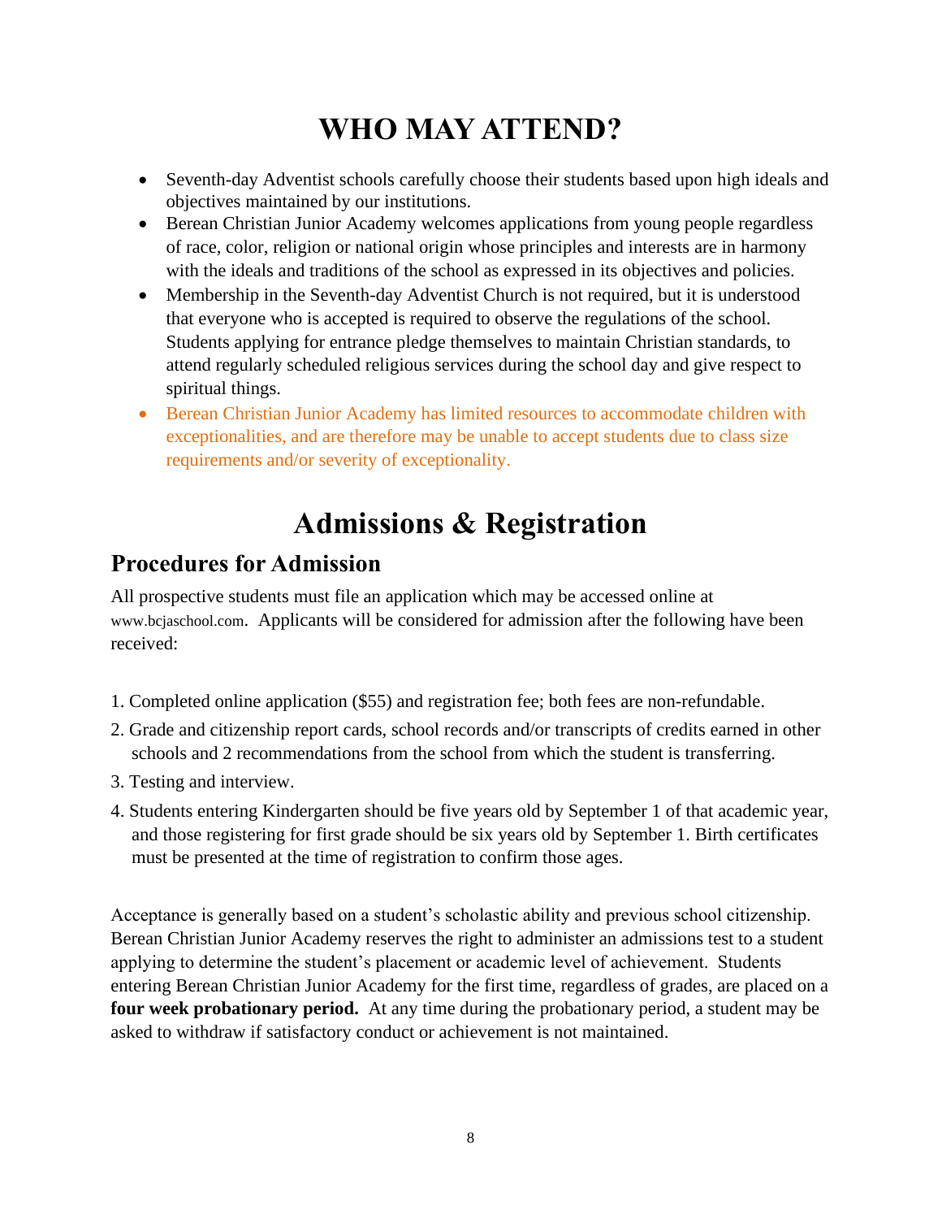# WHO MAY ATTEND?

- Seventh-day Adventist schools carefully choose their students based upon high ideals and objectives maintained by our institutions.
- Berean Christian Junior Academy welcomes applications from young people regardless of race, color, religion or national origin whose principles and interests are in harmony with the ideals and traditions of the school as expressed in its objectives and policies.
- Membership in the Seventh-day Adventist Church is not required, but it is understood that everyone who is accepted is required to observe the regulations of the school. Students applying for entrance pledge themselves to maintain Christian standards, to attend regularly scheduled religious services during the school day and give respect to spiritual things.
- Berean Christian Junior Academy has limited resources to accommodate children with exceptionalities, and are therefore may be unable to accept students due to class size requirements and/or severity of exceptionality.

# Admissions & Registration

## Procedures for Admission

All prospective students must file an application which may be accessed online at www.bcjaschool.com. Applicants will be considered for admission after the following have been received:

1. Completed online application ($55) and registration fee; both fees are non-refundable.
2. Grade and citizenship report cards, school records and/or transcripts of credits earned in other schools and 2 recommendations from the school from which the student is transferring.
3. Testing and interview.
4. Students entering Kindergarten should be five years old by September 1 of that academic year, and those registering for first grade should be six years old by September 1. Birth certificates must be presented at the time of registration to confirm those ages.

Acceptance is generally based on a student's scholastic ability and previous school citizenship. Berean Christian Junior Academy reserves the right to administer an admissions test to a student applying to determine the student's placement or academic level of achievement. Students entering Berean Christian Junior Academy for the first time, regardless of grades, are placed on a **four week probationary period.** At any time during the probationary period, a student may be asked to withdraw if satisfactory conduct or achievement is not maintained.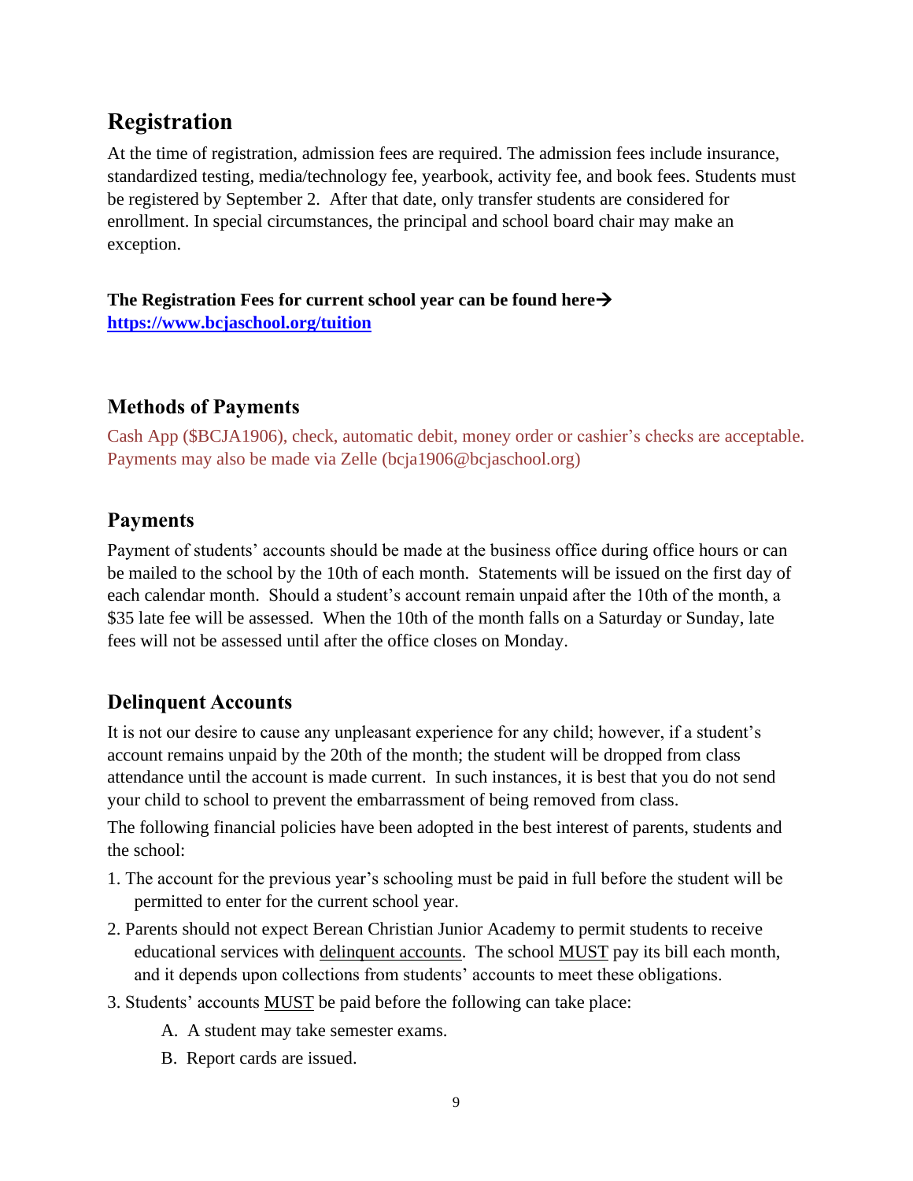## Registration

At the time of registration, admission fees are required. The admission fees include insurance, standardized testing, media/technology fee, yearbook, activity fee, and book fees. Students must be registered by September 2. After that date, only transfer students are considered for enrollment. In special circumstances, the principal and school board chair may make an exception.

**The Registration Fees for current school year can be found here→**
**https://www.bcjaschool.org/tuition**

## Methods of Payments

Cash App ($BCJA1906), check, automatic debit, money order or cashier's checks are acceptable. Payments may also be made via Zelle (bcja1906@bcjaschool.org)

## Payments

Payment of students' accounts should be made at the business office during office hours or can be mailed to the school by the 10th of each month. Statements will be issued on the first day of each calendar month. Should a student's account remain unpaid after the 10th of the month, a $35 late fee will be assessed. When the 10th of the month falls on a Saturday or Sunday, late fees will not be assessed until after the office closes on Monday.

## Delinquent Accounts

It is not our desire to cause any unpleasant experience for any child; however, if a student's account remains unpaid by the 20th of the month; the student will be dropped from class attendance until the account is made current. In such instances, it is best that you do not send your child to school to prevent the embarrassment of being removed from class.

The following financial policies have been adopted in the best interest of parents, students and the school:

1. The account for the previous year's schooling must be paid in full before the student will be permitted to enter for the current school year.
2. Parents should not expect Berean Christian Junior Academy to permit students to receive educational services with delinquent accounts. The school MUST pay its bill each month, and it depends upon collections from students' accounts to meet these obligations.
3. Students' accounts MUST be paid before the following can take place:
   - A. A student may take semester exams.
   - B. Report cards are issued.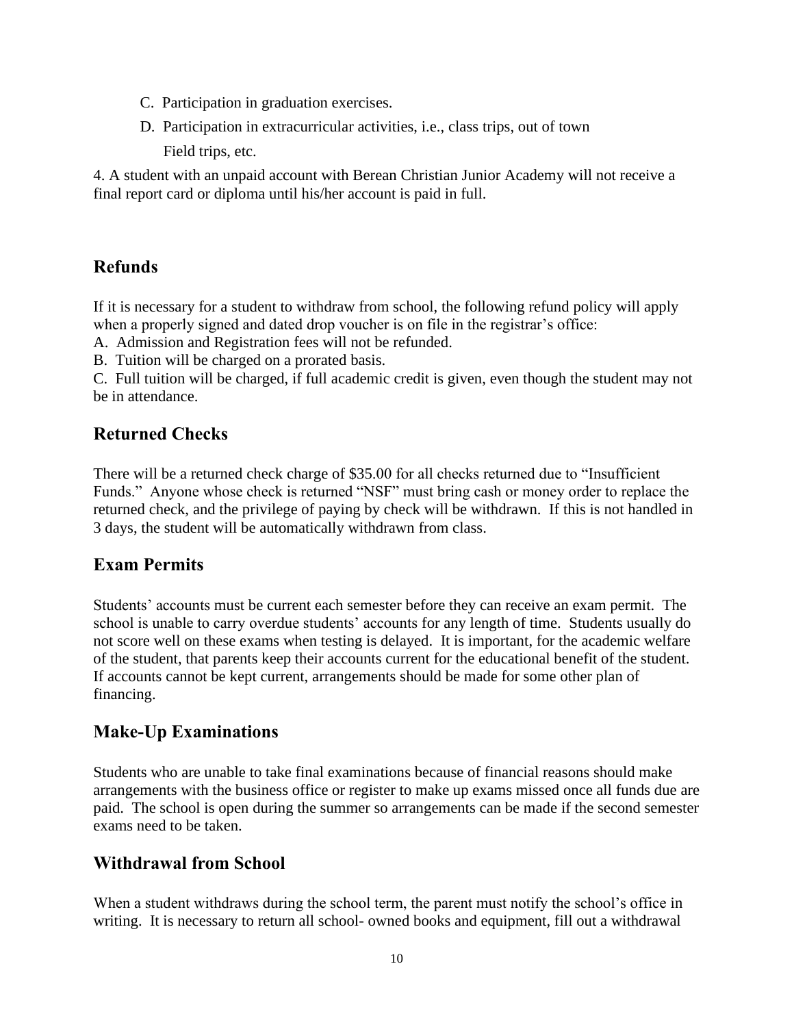C. Participation in graduation exercises.

D. Participation in extracurricular activities, i.e., class trips, out of town Field trips, etc.

4. A student with an unpaid account with Berean Christian Junior Academy will not receive a final report card or diploma until his/her account is paid in full.

## Refunds

If it is necessary for a student to withdraw from school, the following refund policy will apply when a properly signed and dated drop voucher is on file in the registrar's office:

A. Admission and Registration fees will not be refunded.

B. Tuition will be charged on a prorated basis.

C. Full tuition will be charged, if full academic credit is given, even though the student may not be in attendance.

## Returned Checks

There will be a returned check charge of $35.00 for all checks returned due to "Insufficient Funds." Anyone whose check is returned "NSF" must bring cash or money order to replace the returned check, and the privilege of paying by check will be withdrawn. If this is not handled in 3 days, the student will be automatically withdrawn from class.

## Exam Permits

Students' accounts must be current each semester before they can receive an exam permit. The school is unable to carry overdue students' accounts for any length of time. Students usually do not score well on these exams when testing is delayed. It is important, for the academic welfare of the student, that parents keep their accounts current for the educational benefit of the student. If accounts cannot be kept current, arrangements should be made for some other plan of financing.

## Make-Up Examinations

Students who are unable to take final examinations because of financial reasons should make arrangements with the business office or register to make up exams missed once all funds due are paid. The school is open during the summer so arrangements can be made if the second semester exams need to be taken.

## Withdrawal from School

When a student withdraws during the school term, the parent must notify the school's office in writing. It is necessary to return all school- owned books and equipment, fill out a withdrawal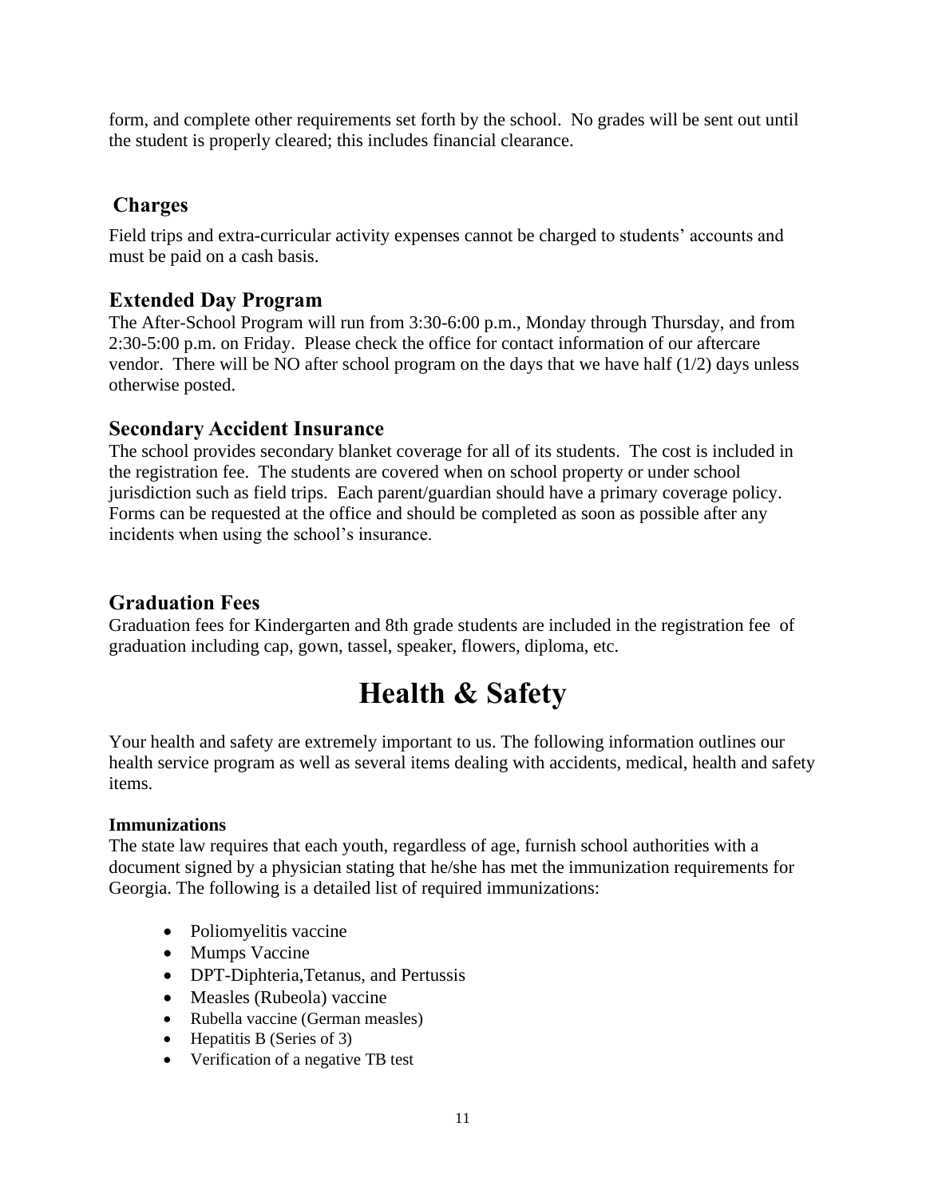form, and complete other requirements set forth by the school. No grades will be sent out until the student is properly cleared; this includes financial clearance.

## Charges

Field trips and extra-curricular activity expenses cannot be charged to students' accounts and must be paid on a cash basis.

## Extended Day Program

The After-School Program will run from 3:30-6:00 p.m., Monday through Thursday, and from 2:30-5:00 p.m. on Friday. Please check the office for contact information of our aftercare vendor. There will be NO after school program on the days that we have half (1/2) days unless otherwise posted.

## Secondary Accident Insurance

The school provides secondary blanket coverage for all of its students. The cost is included in the registration fee. The students are covered when on school property or under school jurisdiction such as field trips. Each parent/guardian should have a primary coverage policy. Forms can be requested at the office and should be completed as soon as possible after any incidents when using the school's insurance.

## Graduation Fees

Graduation fees for Kindergarten and 8th grade students are included in the registration fee of graduation including cap, gown, tassel, speaker, flowers, diploma, etc.

# Health & Safety

Your health and safety are extremely important to us. The following information outlines our health service program as well as several items dealing with accidents, medical, health and safety items.

### Immunizations

The state law requires that each youth, regardless of age, furnish school authorities with a document signed by a physician stating that he/she has met the immunization requirements for Georgia. The following is a detailed list of required immunizations:

- Poliomyelitis vaccine
- Mumps Vaccine
- DPT-Diphteria,Tetanus, and Pertussis
- Measles (Rubeola) vaccine
- Rubella vaccine (German measles)
- Hepatitis B (Series of 3)
- Verification of a negative TB test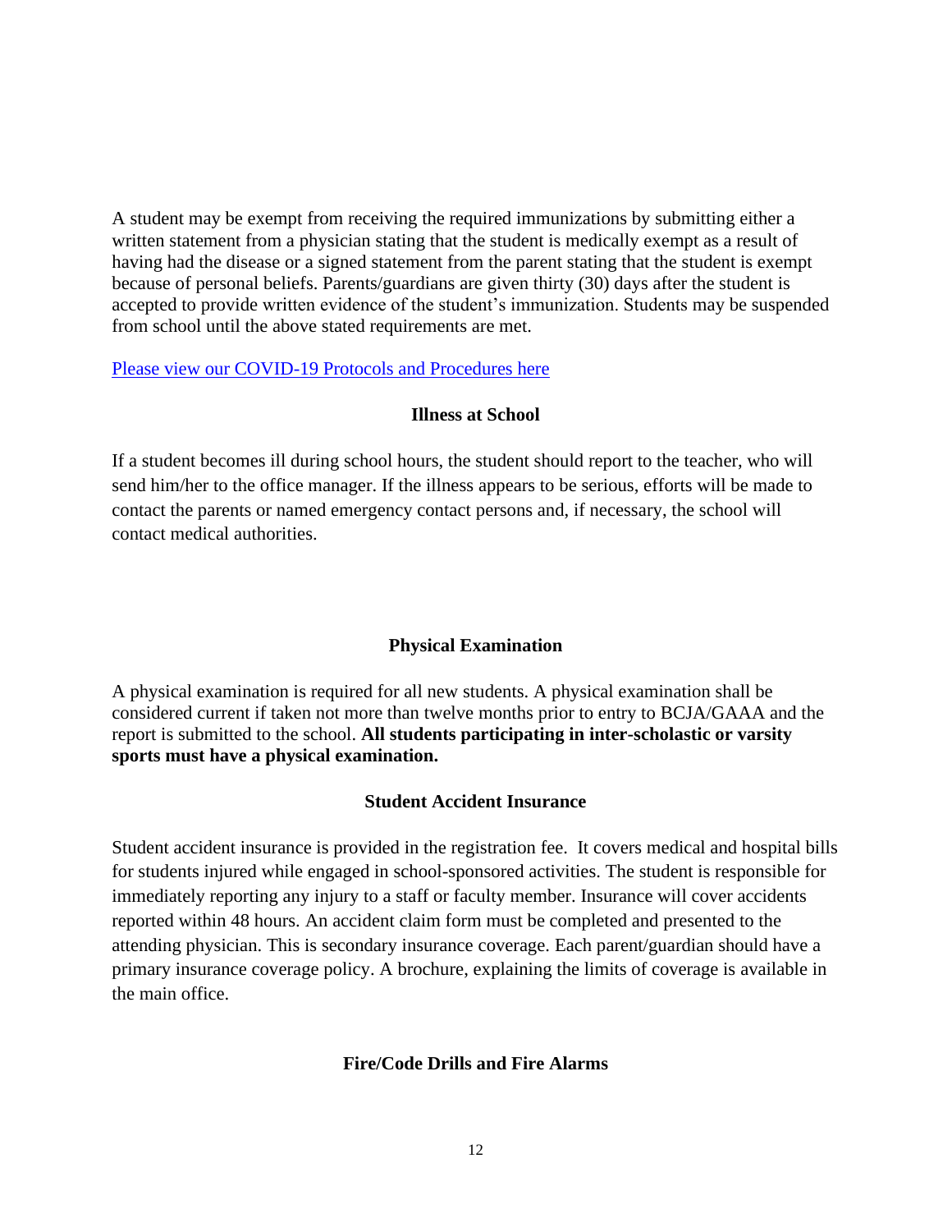A student may be exempt from receiving the required immunizations by submitting either a written statement from a physician stating that the student is medically exempt as a result of having had the disease or a signed statement from the parent stating that the student is exempt because of personal beliefs. Parents/guardians are given thirty (30) days after the student is accepted to provide written evidence of the student's immunization. Students may be suspended from school until the above stated requirements are met.

Please view our COVID-19 Protocols and Procedures here

### Illness at School

If a student becomes ill during school hours, the student should report to the teacher, who will send him/her to the office manager. If the illness appears to be serious, efforts will be made to contact the parents or named emergency contact persons and, if necessary, the school will contact medical authorities.

### Physical Examination

A physical examination is required for all new students. A physical examination shall be considered current if taken not more than twelve months prior to entry to BCJA/GAAA and the report is submitted to the school. **All students participating in inter-scholastic or varsity sports must have a physical examination.**

### Student Accident Insurance

Student accident insurance is provided in the registration fee. It covers medical and hospital bills for students injured while engaged in school-sponsored activities. The student is responsible for immediately reporting any injury to a staff or faculty member. Insurance will cover accidents reported within 48 hours. An accident claim form must be completed and presented to the attending physician. This is secondary insurance coverage. Each parent/guardian should have a primary insurance coverage policy. A brochure, explaining the limits of coverage is available in the main office.

### Fire/Code Drills and Fire Alarms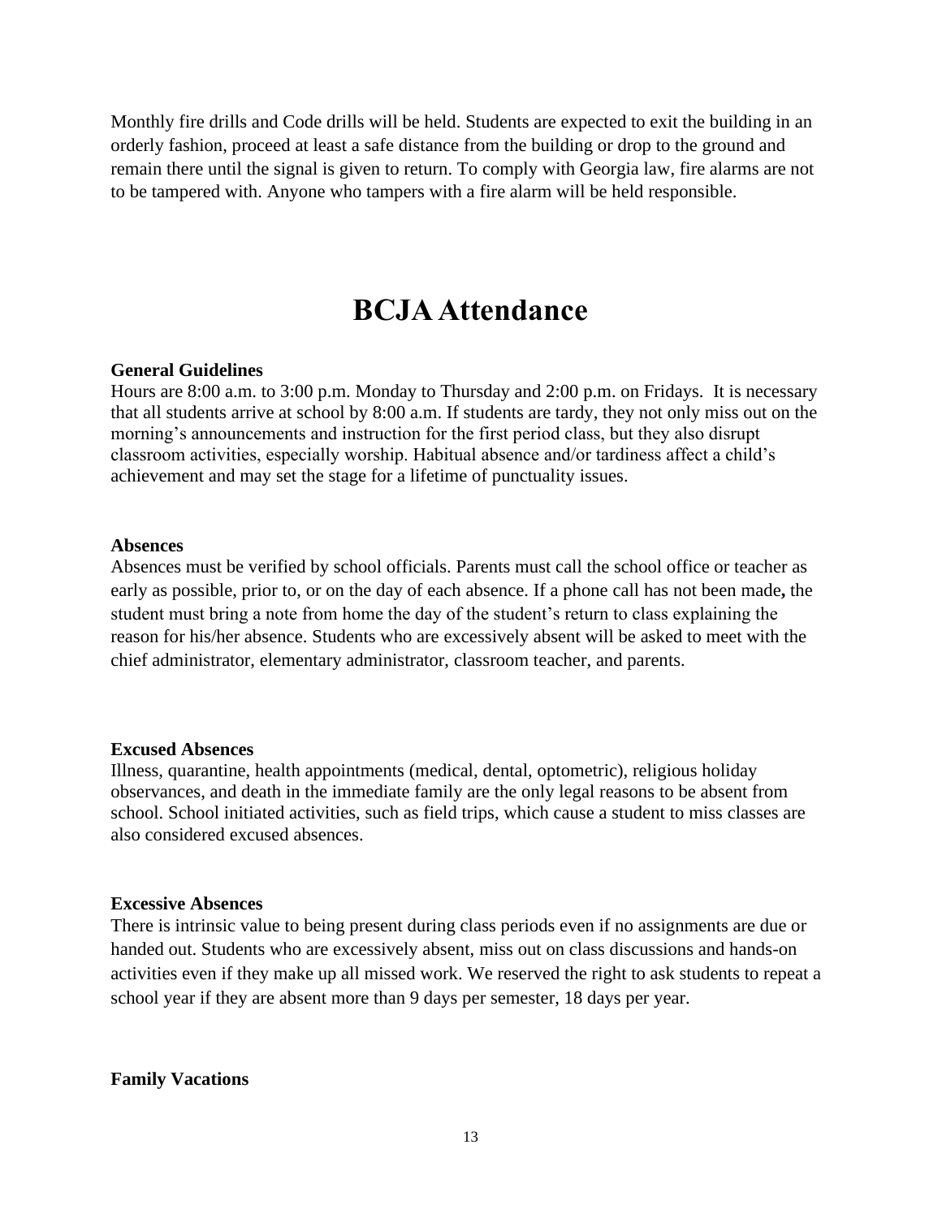Monthly fire drills and Code drills will be held. Students are expected to exit the building in an orderly fashion, proceed at least a safe distance from the building or drop to the ground and remain there until the signal is given to return. To comply with Georgia law, fire alarms are not to be tampered with. Anyone who tampers with a fire alarm will be held responsible.

# BCJA Attendance

**General Guidelines**

Hours are 8:00 a.m. to 3:00 p.m. Monday to Thursday and 2:00 p.m. on Fridays. It is necessary that all students arrive at school by 8:00 a.m. If students are tardy, they not only miss out on the morning's announcements and instruction for the first period class, but they also disrupt classroom activities, especially worship. Habitual absence and/or tardiness affect a child's achievement and may set the stage for a lifetime of punctuality issues.

**Absences**

Absences must be verified by school officials. Parents must call the school office or teacher as early as possible, prior to, or on the day of each absence. If a phone call has not been made**,** the student must bring a note from home the day of the student's return to class explaining the reason for his/her absence. Students who are excessively absent will be asked to meet with the chief administrator, elementary administrator, classroom teacher, and parents.

**Excused Absences**

Illness, quarantine, health appointments (medical, dental, optometric), religious holiday observances, and death in the immediate family are the only legal reasons to be absent from school. School initiated activities, such as field trips, which cause a student to miss classes are also considered excused absences.

**Excessive Absences**

There is intrinsic value to being present during class periods even if no assignments are due or handed out. Students who are excessively absent, miss out on class discussions and hands-on activities even if they make up all missed work. We reserved the right to ask students to repeat a school year if they are absent more than 9 days per semester, 18 days per year.

**Family Vacations**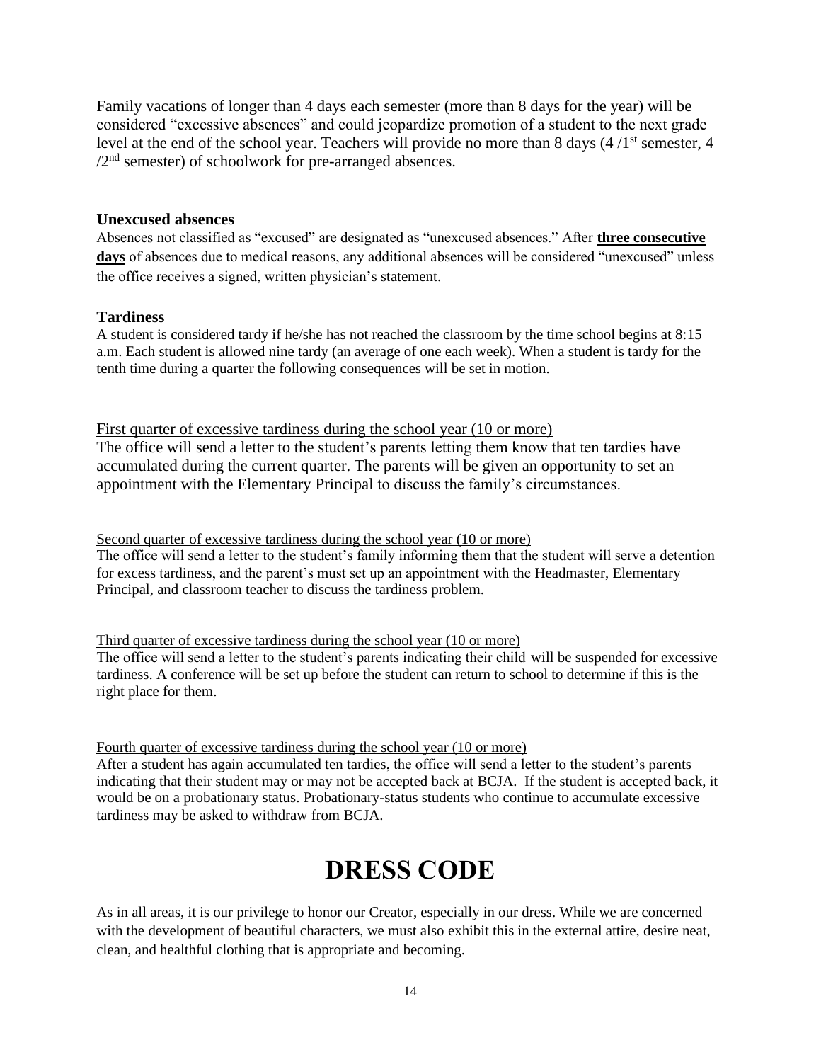Family vacations of longer than 4 days each semester (more than 8 days for the year) will be considered "excessive absences" and could jeopardize promotion of a student to the next grade level at the end of the school year. Teachers will provide no more than 8 days (4 /1st semester, 4 /2nd semester) of schoolwork for pre-arranged absences.

### Unexcused absences

Absences not classified as "excused" are designated as "unexcused absences." After **three consecutive days** of absences due to medical reasons, any additional absences will be considered "unexcused" unless the office receives a signed, written physician's statement.

### Tardiness

A student is considered tardy if he/she has not reached the classroom by the time school begins at 8:15 a.m. Each student is allowed nine tardy (an average of one each week). When a student is tardy for the tenth time during a quarter the following consequences will be set in motion.

First quarter of excessive tardiness during the school year (10 or more)

The office will send a letter to the student's parents letting them know that ten tardies have accumulated during the current quarter. The parents will be given an opportunity to set an appointment with the Elementary Principal to discuss the family's circumstances.

Second quarter of excessive tardiness during the school year (10 or more)

The office will send a letter to the student's family informing them that the student will serve a detention for excess tardiness, and the parent's must set up an appointment with the Headmaster, Elementary Principal, and classroom teacher to discuss the tardiness problem.

Third quarter of excessive tardiness during the school year (10 or more)

The office will send a letter to the student's parents indicating their child will be suspended for excessive tardiness. A conference will be set up before the student can return to school to determine if this is the right place for them.

Fourth quarter of excessive tardiness during the school year (10 or more)

After a student has again accumulated ten tardies, the office will send a letter to the student's parents indicating that their student may or may not be accepted back at BCJA. If the student is accepted back, it would be on a probationary status. Probationary-status students who continue to accumulate excessive tardiness may be asked to withdraw from BCJA.

# DRESS CODE

As in all areas, it is our privilege to honor our Creator, especially in our dress. While we are concerned with the development of beautiful characters, we must also exhibit this in the external attire, desire neat, clean, and healthful clothing that is appropriate and becoming.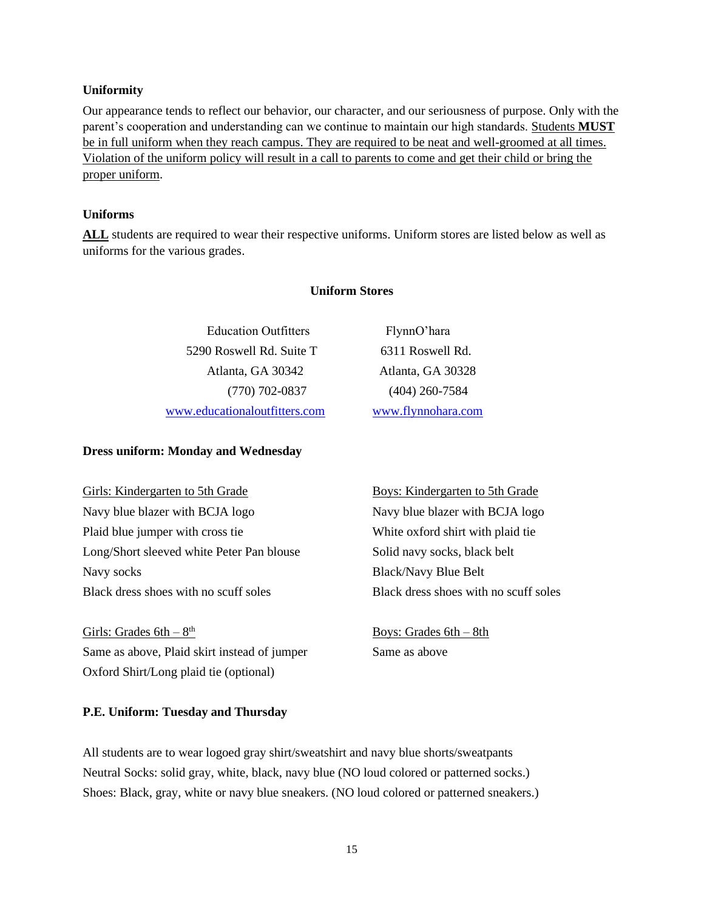### Uniformity

Our appearance tends to reflect our behavior, our character, and our seriousness of purpose. Only with the parent's cooperation and understanding can we continue to maintain our high standards. Students **MUST** be in full uniform when they reach campus. They are required to be neat and well-groomed at all times. Violation of the uniform policy will result in a call to parents to come and get their child or bring the proper uniform.

### Uniforms

**ALL** students are required to wear their respective uniforms. Uniform stores are listed below as well as uniforms for the various grades.

**Uniform Stores**

Education Outfitters
5290 Roswell Rd. Suite T
Atlanta, GA 30342
(770) 702-0837
www.educationaloutfitters.com

FlynnO'hara
6311 Roswell Rd.
Atlanta, GA 30328
(404) 260-7584
www.flynnohara.com

**Dress uniform: Monday and Wednesday**

Girls: Kindergarten to 5th Grade
Navy blue blazer with BCJA logo
Plaid blue jumper with cross tie
Long/Short sleeved white Peter Pan blouse
Navy socks
Black dress shoes with no scuff soles

Boys: Kindergarten to 5th Grade
Navy blue blazer with BCJA logo
White oxford shirt with plaid tie
Solid navy socks, black belt
Black/Navy Blue Belt
Black dress shoes with no scuff soles

Girls: Grades 6th – 8th
Same as above, Plaid skirt instead of jumper
Oxford Shirt/Long plaid tie (optional)

Boys: Grades 6th – 8th
Same as above

**P.E. Uniform: Tuesday and Thursday**

All students are to wear logoed gray shirt/sweatshirt and navy blue shorts/sweatpants
Neutral Socks: solid gray, white, black, navy blue (NO loud colored or patterned socks.)
Shoes: Black, gray, white or navy blue sneakers. (NO loud colored or patterned sneakers.)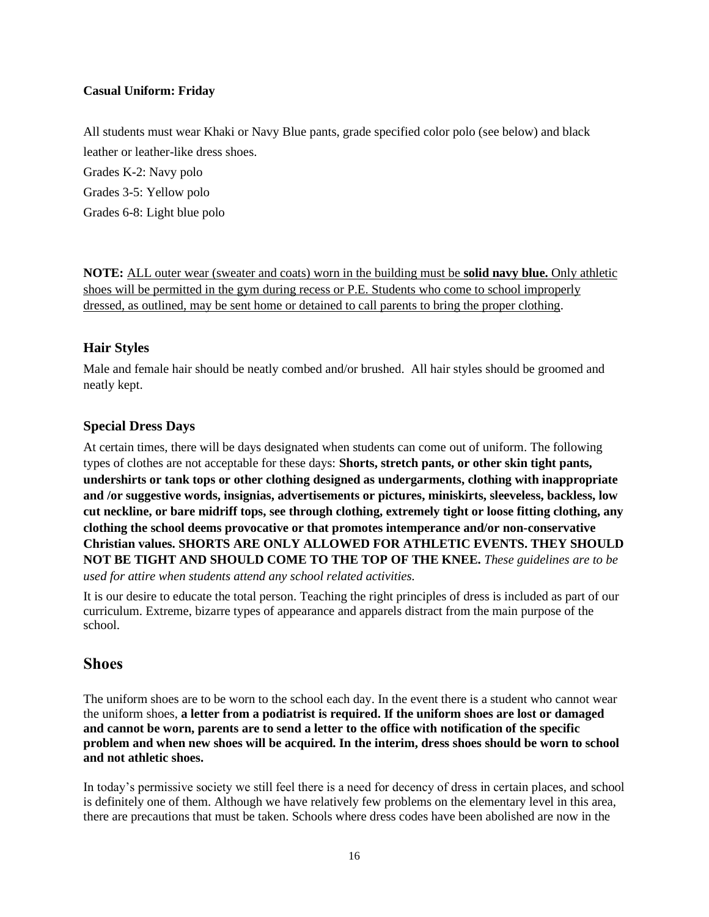**Casual Uniform: Friday**

All students must wear Khaki or Navy Blue pants, grade specified color polo (see below) and black leather or leather-like dress shoes.

Grades K-2: Navy polo

Grades 3-5: Yellow polo

Grades 6-8: Light blue polo

**NOTE:** ALL outer wear (sweater and coats) worn in the building must be **solid navy blue.** Only athletic shoes will be permitted in the gym during recess or P.E. Students who come to school improperly dressed, as outlined, may be sent home or detained to call parents to bring the proper clothing.

### Hair Styles

Male and female hair should be neatly combed and/or brushed. All hair styles should be groomed and neatly kept.

### Special Dress Days

At certain times, there will be days designated when students can come out of uniform. The following types of clothes are not acceptable for these days: **Shorts, stretch pants, or other skin tight pants, undershirts or tank tops or other clothing designed as undergarments, clothing with inappropriate and /or suggestive words, insignias, advertisements or pictures, miniskirts, sleeveless, backless, low cut neckline, or bare midriff tops, see through clothing, extremely tight or loose fitting clothing, any clothing the school deems provocative or that promotes intemperance and/or non-conservative Christian values. SHORTS ARE ONLY ALLOWED FOR ATHLETIC EVENTS. THEY SHOULD NOT BE TIGHT AND SHOULD COME TO THE TOP OF THE KNEE.** *These guidelines are to be used for attire when students attend any school related activities.*

It is our desire to educate the total person. Teaching the right principles of dress is included as part of our curriculum. Extreme, bizarre types of appearance and apparels distract from the main purpose of the school.

## Shoes

The uniform shoes are to be worn to the school each day. In the event there is a student who cannot wear the uniform shoes, **a letter from a podiatrist is required. If the uniform shoes are lost or damaged and cannot be worn, parents are to send a letter to the office with notification of the specific problem and when new shoes will be acquired. In the interim, dress shoes should be worn to school and not athletic shoes.**

In today's permissive society we still feel there is a need for decency of dress in certain places, and school is definitely one of them. Although we have relatively few problems on the elementary level in this area, there are precautions that must be taken. Schools where dress codes have been abolished are now in the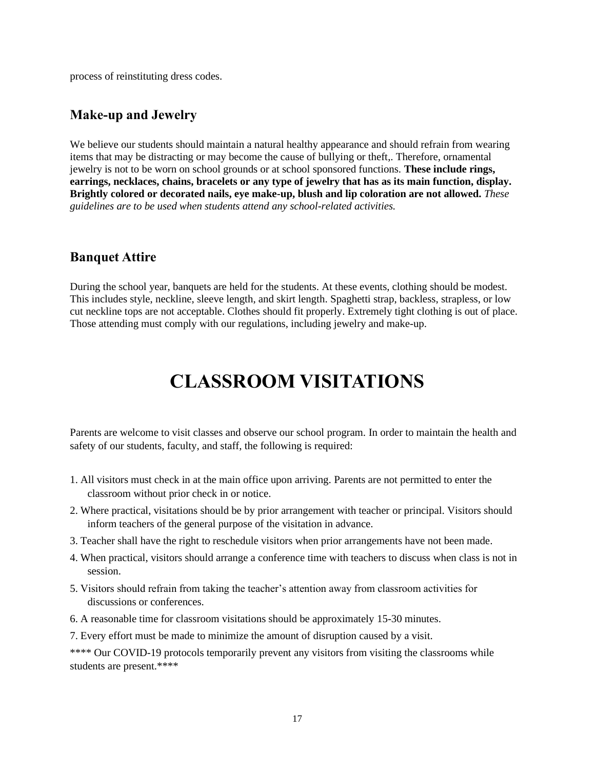process of reinstituting dress codes.

### Make-up and Jewelry

We believe our students should maintain a natural healthy appearance and should refrain from wearing items that may be distracting or may become the cause of bullying or theft,. Therefore, ornamental jewelry is not to be worn on school grounds or at school sponsored functions. **These include rings, earrings, necklaces, chains, bracelets or any type of jewelry that has as its main function, display. Brightly colored or decorated nails, eye make-up, blush and lip coloration are not allowed.** *These guidelines are to be used when students attend any school-related activities.*

### Banquet Attire

During the school year, banquets are held for the students. At these events, clothing should be modest. This includes style, neckline, sleeve length, and skirt length. Spaghetti strap, backless, strapless, or low cut neckline tops are not acceptable. Clothes should fit properly. Extremely tight clothing is out of place. Those attending must comply with our regulations, including jewelry and make-up.

# CLASSROOM VISITATIONS

Parents are welcome to visit classes and observe our school program. In order to maintain the health and safety of our students, faculty, and staff, the following is required:

1. All visitors must check in at the main office upon arriving. Parents are not permitted to enter the classroom without prior check in or notice.
2. Where practical, visitations should be by prior arrangement with teacher or principal. Visitors should inform teachers of the general purpose of the visitation in advance.
3. Teacher shall have the right to reschedule visitors when prior arrangements have not been made.
4. When practical, visitors should arrange a conference time with teachers to discuss when class is not in session.
5. Visitors should refrain from taking the teacher's attention away from classroom activities for discussions or conferences.
6. A reasonable time for classroom visitations should be approximately 15-30 minutes.
7. Every effort must be made to minimize the amount of disruption caused by a visit.

**** Our COVID-19 protocols temporarily prevent any visitors from visiting the classrooms while students are present.****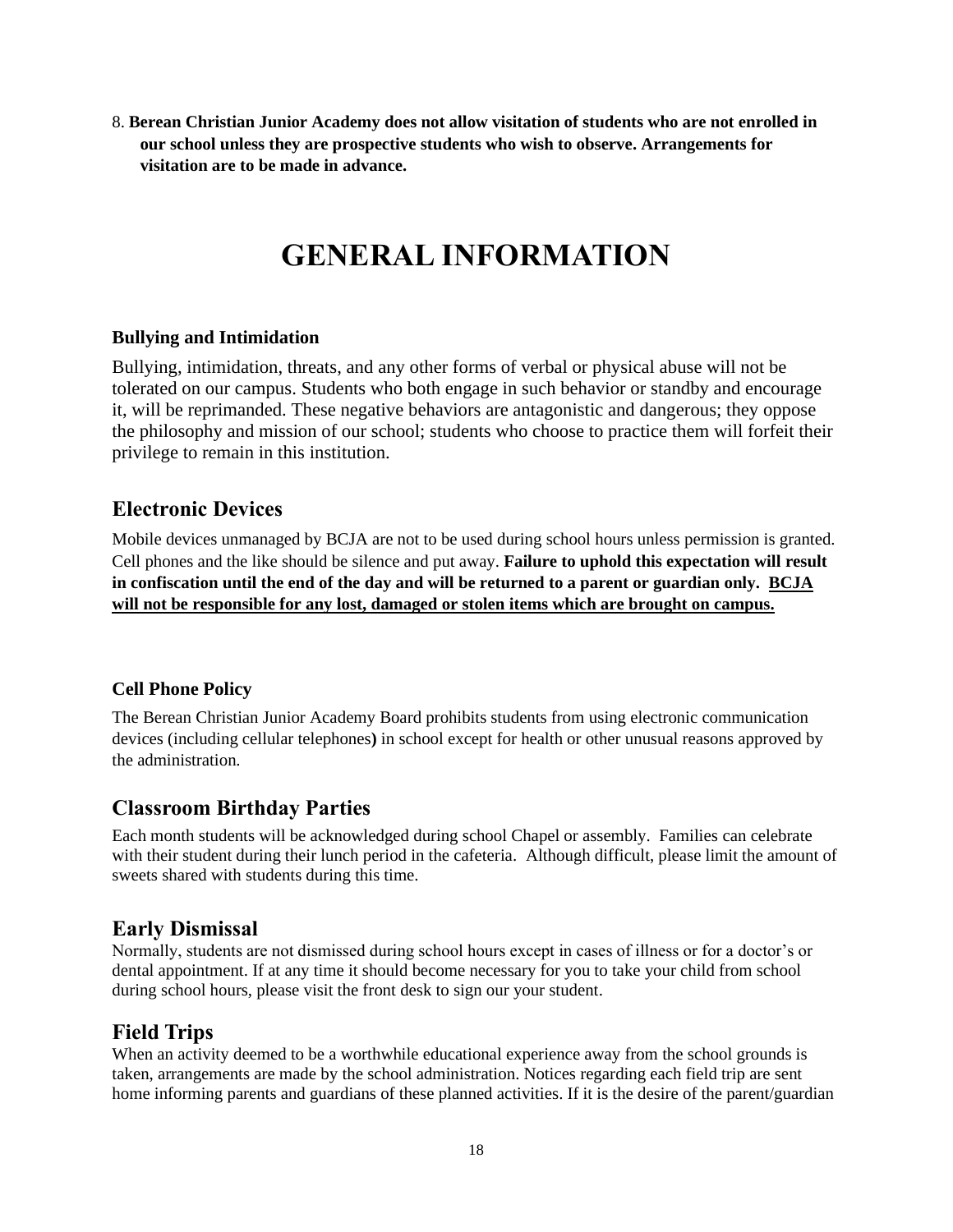8. **Berean Christian Junior Academy does not allow visitation of students who are not enrolled in our school unless they are prospective students who wish to observe. Arrangements for visitation are to be made in advance.**

# GENERAL INFORMATION

### Bullying and Intimidation

Bullying, intimidation, threats, and any other forms of verbal or physical abuse will not be tolerated on our campus. Students who both engage in such behavior or standby and encourage it, will be reprimanded. These negative behaviors are antagonistic and dangerous; they oppose the philosophy and mission of our school; students who choose to practice them will forfeit their privilege to remain in this institution.

## Electronic Devices

Mobile devices unmanaged by BCJA are not to be used during school hours unless permission is granted. Cell phones and the like should be silence and put away. **Failure to uphold this expectation will result in confiscation until the end of the day and will be returned to a parent or guardian only. <u>BCJA will not be responsible for any lost, damaged or stolen items which are brought on campus.</u>**

### Cell Phone Policy

The Berean Christian Junior Academy Board prohibits students from using electronic communication devices (including cellular telephones**)** in school except for health or other unusual reasons approved by the administration.

## Classroom Birthday Parties

Each month students will be acknowledged during school Chapel or assembly. Families can celebrate with their student during their lunch period in the cafeteria. Although difficult, please limit the amount of sweets shared with students during this time.

## Early Dismissal

Normally, students are not dismissed during school hours except in cases of illness or for a doctor's or dental appointment. If at any time it should become necessary for you to take your child from school during school hours, please visit the front desk to sign our your student.

## Field Trips

When an activity deemed to be a worthwhile educational experience away from the school grounds is taken, arrangements are made by the school administration. Notices regarding each field trip are sent home informing parents and guardians of these planned activities. If it is the desire of the parent/guardian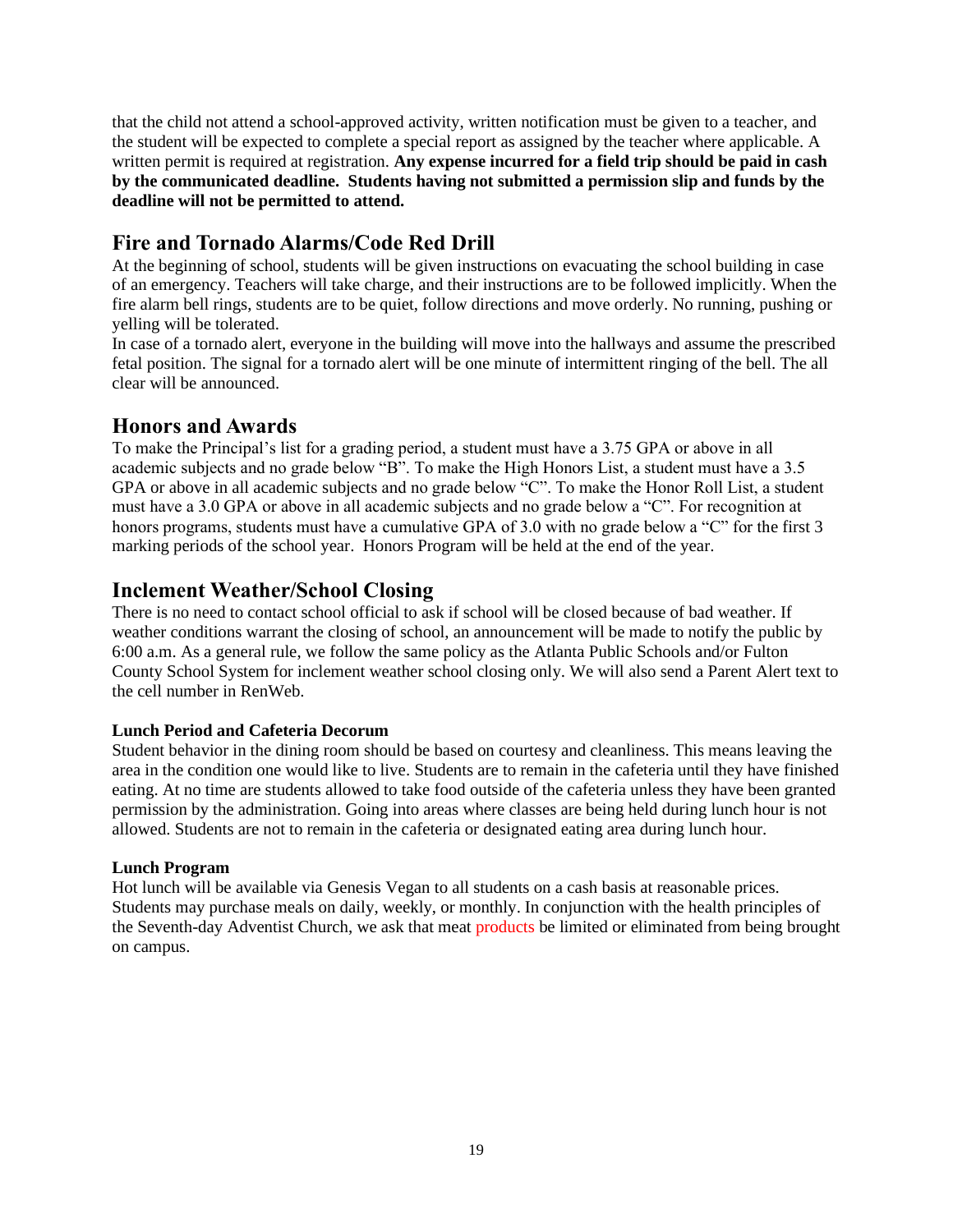that the child not attend a school-approved activity, written notification must be given to a teacher, and the student will be expected to complete a special report as assigned by the teacher where applicable. A written permit is required at registration. **Any expense incurred for a field trip should be paid in cash by the communicated deadline. Students having not submitted a permission slip and funds by the deadline will not be permitted to attend.**

## Fire and Tornado Alarms/Code Red Drill

At the beginning of school, students will be given instructions on evacuating the school building in case of an emergency. Teachers will take charge, and their instructions are to be followed implicitly. When the fire alarm bell rings, students are to be quiet, follow directions and move orderly. No running, pushing or yelling will be tolerated.

In case of a tornado alert, everyone in the building will move into the hallways and assume the prescribed fetal position. The signal for a tornado alert will be one minute of intermittent ringing of the bell. The all clear will be announced.

## Honors and Awards

To make the Principal's list for a grading period, a student must have a 3.75 GPA or above in all academic subjects and no grade below "B". To make the High Honors List, a student must have a 3.5 GPA or above in all academic subjects and no grade below "C". To make the Honor Roll List, a student must have a 3.0 GPA or above in all academic subjects and no grade below a "C". For recognition at honors programs, students must have a cumulative GPA of 3.0 with no grade below a "C" for the first 3 marking periods of the school year. Honors Program will be held at the end of the year.

## Inclement Weather/School Closing

There is no need to contact school official to ask if school will be closed because of bad weather. If weather conditions warrant the closing of school, an announcement will be made to notify the public by 6:00 a.m. As a general rule, we follow the same policy as the Atlanta Public Schools and/or Fulton County School System for inclement weather school closing only. We will also send a Parent Alert text to the cell number in RenWeb.

### Lunch Period and Cafeteria Decorum

Student behavior in the dining room should be based on courtesy and cleanliness. This means leaving the area in the condition one would like to live. Students are to remain in the cafeteria until they have finished eating. At no time are students allowed to take food outside of the cafeteria unless they have been granted permission by the administration. Going into areas where classes are being held during lunch hour is not allowed. Students are not to remain in the cafeteria or designated eating area during lunch hour.

### Lunch Program

Hot lunch will be available via Genesis Vegan to all students on a cash basis at reasonable prices. Students may purchase meals on daily, weekly, or monthly. In conjunction with the health principles of the Seventh-day Adventist Church, we ask that meat products be limited or eliminated from being brought on campus.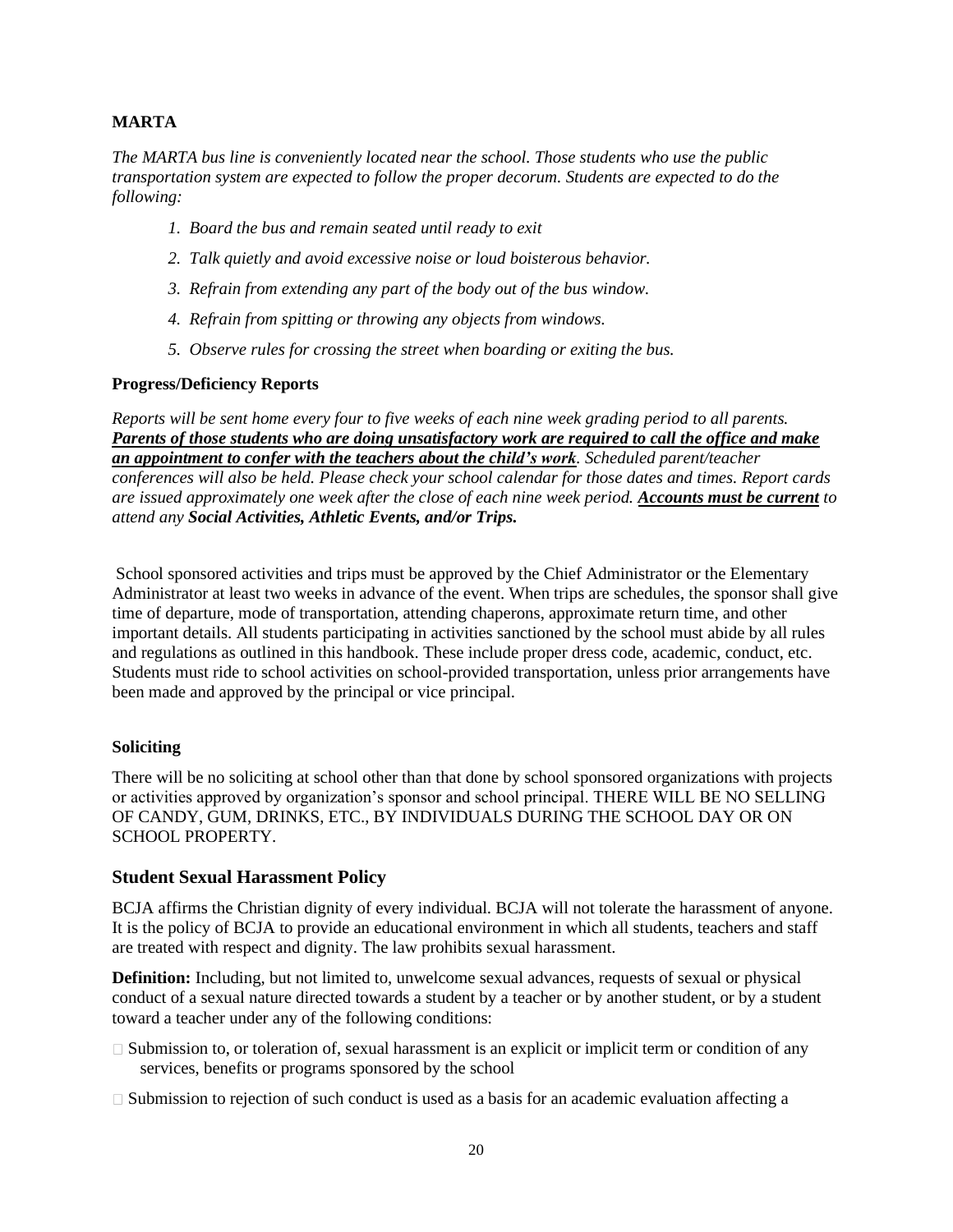**MARTA**

*The MARTA bus line is conveniently located near the school. Those students who use the public transportation system are expected to follow the proper decorum. Students are expected to do the following:*

1. *Board the bus and remain seated until ready to exit*
2. *Talk quietly and avoid excessive noise or loud boisterous behavior.*
3. *Refrain from extending any part of the body out of the bus window.*
4. *Refrain from spitting or throwing any objects from windows.*
5. *Observe rules for crossing the street when boarding or exiting the bus.*

**Progress/Deficiency Reports**

*Reports will be sent home every four to five weeks of each nine week grading period to all parents.* ***Parents of those students who are doing unsatisfactory work are required to call the office and make an appointment to confer with the teachers about the child's work****. Scheduled parent/teacher conferences will also be held. Please check your school calendar for those dates and times. Report cards are issued approximately one week after the close of each nine week period.* ***Accounts must be current*** *to attend any* ***Social Activities, Athletic Events, and/or Trips.***

School sponsored activities and trips must be approved by the Chief Administrator or the Elementary Administrator at least two weeks in advance of the event. When trips are schedules, the sponsor shall give time of departure, mode of transportation, attending chaperons, approximate return time, and other important details. All students participating in activities sanctioned by the school must abide by all rules and regulations as outlined in this handbook. These include proper dress code, academic, conduct, etc. Students must ride to school activities on school-provided transportation, unless prior arrangements have been made and approved by the principal or vice principal.

**Soliciting**

There will be no soliciting at school other than that done by school sponsored organizations with projects or activities approved by organization's sponsor and school principal. THERE WILL BE NO SELLING OF CANDY, GUM, DRINKS, ETC., BY INDIVIDUALS DURING THE SCHOOL DAY OR ON SCHOOL PROPERTY.

## Student Sexual Harassment Policy

BCJA affirms the Christian dignity of every individual. BCJA will not tolerate the harassment of anyone. It is the policy of BCJA to provide an educational environment in which all students, teachers and staff are treated with respect and dignity. The law prohibits sexual harassment.

**Definition:** Including, but not limited to, unwelcome sexual advances, requests of sexual or physical conduct of a sexual nature directed towards a student by a teacher or by another student, or by a student toward a teacher under any of the following conditions:

- Submission to, or toleration of, sexual harassment is an explicit or implicit term or condition of any services, benefits or programs sponsored by the school
- Submission to rejection of such conduct is used as a basis for an academic evaluation affecting a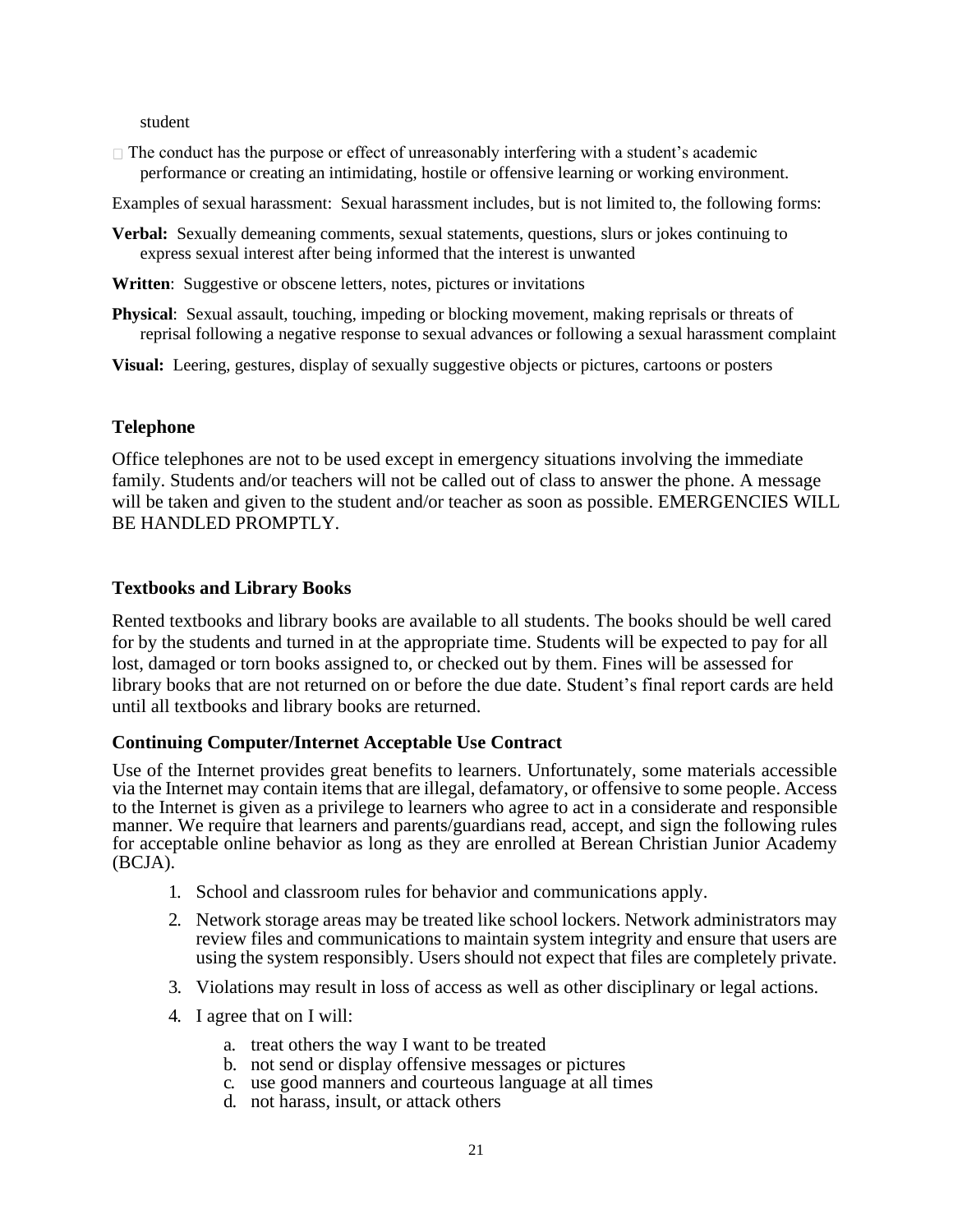student

- The conduct has the purpose or effect of unreasonably interfering with a student's academic performance or creating an intimidating, hostile or offensive learning or working environment.

Examples of sexual harassment: Sexual harassment includes, but is not limited to, the following forms:

**Verbal:** Sexually demeaning comments, sexual statements, questions, slurs or jokes continuing to express sexual interest after being informed that the interest is unwanted

**Written**: Suggestive or obscene letters, notes, pictures or invitations

**Physical**: Sexual assault, touching, impeding or blocking movement, making reprisals or threats of reprisal following a negative response to sexual advances or following a sexual harassment complaint

**Visual:** Leering, gestures, display of sexually suggestive objects or pictures, cartoons or posters

### Telephone

Office telephones are not to be used except in emergency situations involving the immediate family. Students and/or teachers will not be called out of class to answer the phone. A message will be taken and given to the student and/or teacher as soon as possible. EMERGENCIES WILL BE HANDLED PROMPTLY.

### Textbooks and Library Books

Rented textbooks and library books are available to all students. The books should be well cared for by the students and turned in at the appropriate time. Students will be expected to pay for all lost, damaged or torn books assigned to, or checked out by them. Fines will be assessed for library books that are not returned on or before the due date. Student's final report cards are held until all textbooks and library books are returned.

### Continuing Computer/Internet Acceptable Use Contract

Use of the Internet provides great benefits to learners. Unfortunately, some materials accessible via the Internet may contain items that are illegal, defamatory, or offensive to some people. Access to the Internet is given as a privilege to learners who agree to act in a considerate and responsible manner. We require that learners and parents/guardians read, accept, and sign the following rules for acceptable online behavior as long as they are enrolled at Berean Christian Junior Academy (BCJA).

1. School and classroom rules for behavior and communications apply.
2. Network storage areas may be treated like school lockers. Network administrators may review files and communications to maintain system integrity and ensure that users are using the system responsibly. Users should not expect that files are completely private.
3. Violations may result in loss of access as well as other disciplinary or legal actions.
4. I agree that on I will:
    a. treat others the way I want to be treated
    b. not send or display offensive messages or pictures
    c. use good manners and courteous language at all times
    d. not harass, insult, or attack others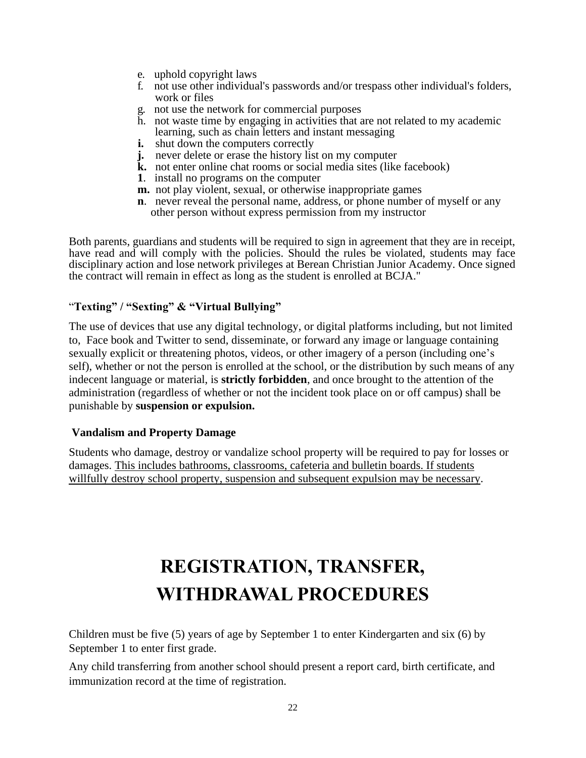e. uphold copyright laws
f. not use other individual's passwords and/or trespass other individual's folders, work or files
g. not use the network for commercial purposes
h. not waste time by engaging in activities that are not related to my academic learning, such as chain letters and instant messaging
**i.** shut down the computers correctly
**j.** never delete or erase the history list on my computer
**k.** not enter online chat rooms or social media sites (like facebook)
**1**. install no programs on the computer
**m.** not play violent, sexual, or otherwise inappropriate games
**n**. never reveal the personal name, address, or phone number of myself or any other person without express permission from my instructor

Both parents, guardians and students will be required to sign in agreement that they are in receipt, have read and will comply with the policies. Should the rules be violated, students may face disciplinary action and lose network privileges at Berean Christian Junior Academy. Once signed the contract will remain in effect as long as the student is enrolled at BCJA."

### "Texting" / "Sexting" & "Virtual Bullying"

The use of devices that use any digital technology, or digital platforms including, but not limited to, Face book and Twitter to send, disseminate, or forward any image or language containing sexually explicit or threatening photos, videos, or other imagery of a person (including one's self), whether or not the person is enrolled at the school, or the distribution by such means of any indecent language or material, is **strictly forbidden**, and once brought to the attention of the administration (regardless of whether or not the incident took place on or off campus) shall be punishable by **suspension or expulsion.**

### Vandalism and Property Damage

Students who damage, destroy or vandalize school property will be required to pay for losses or damages. This includes bathrooms, classrooms, cafeteria and bulletin boards. If students willfully destroy school property, suspension and subsequent expulsion may be necessary.

# REGISTRATION, TRANSFER, WITHDRAWAL PROCEDURES

Children must be five (5) years of age by September 1 to enter Kindergarten and six (6) by September 1 to enter first grade.

Any child transferring from another school should present a report card, birth certificate, and immunization record at the time of registration.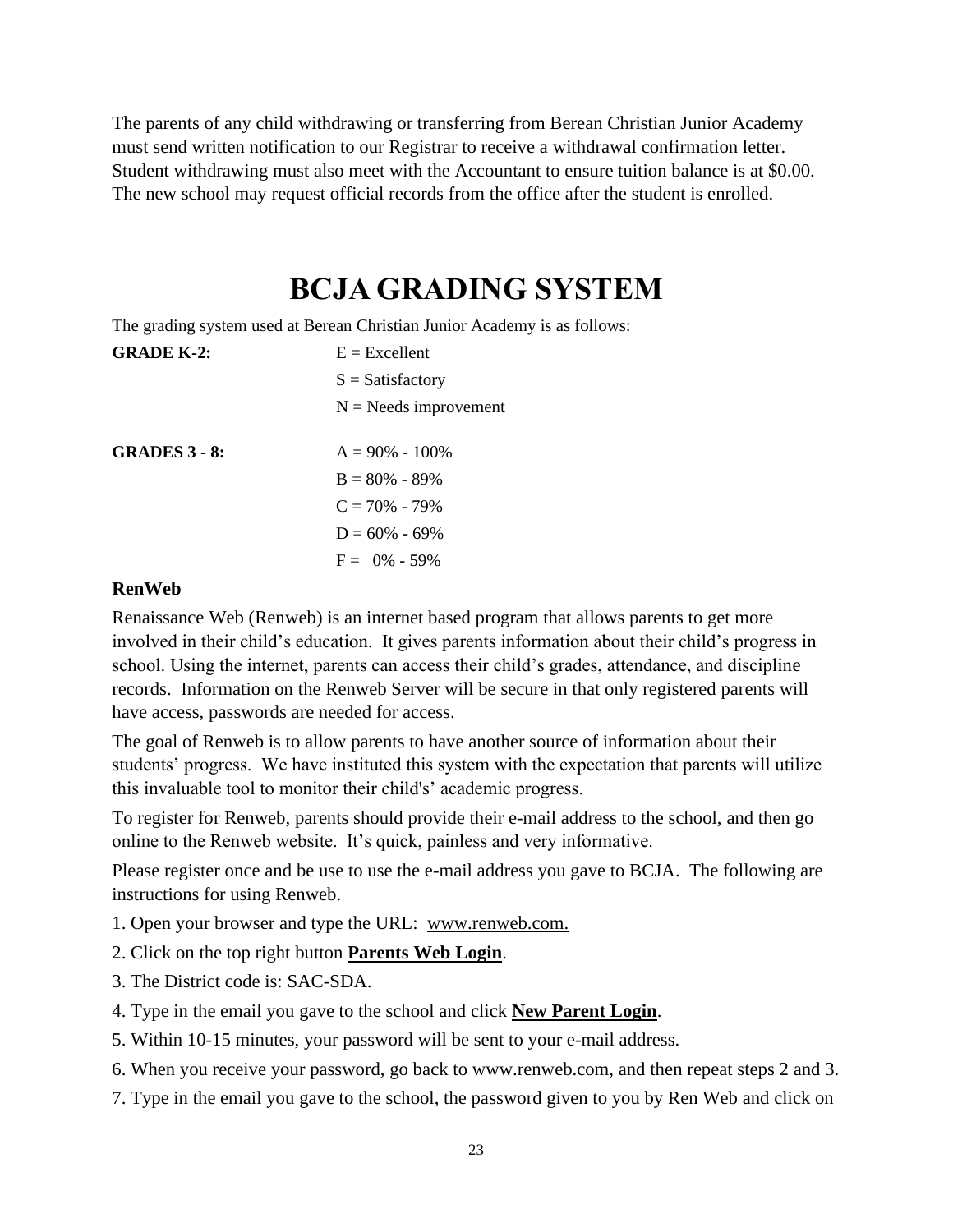The parents of any child withdrawing or transferring from Berean Christian Junior Academy must send written notification to our Registrar to receive a withdrawal confirmation letter. Student withdrawing must also meet with the Accountant to ensure tuition balance is at $0.00. The new school may request official records from the office after the student is enrolled.

# BCJA GRADING SYSTEM

The grading system used at Berean Christian Junior Academy is as follows:

**GRADE K-2:**

E = Excellent
S = Satisfactory
N = Needs improvement

**GRADES 3 - 8:**

A = 90% - 100%
B = 80% - 89%
C = 70% - 79%
D = 60% - 69%
F = 0% - 59%

**RenWeb**

Renaissance Web (Renweb) is an internet based program that allows parents to get more involved in their child's education. It gives parents information about their child's progress in school. Using the internet, parents can access their child's grades, attendance, and discipline records. Information on the Renweb Server will be secure in that only registered parents will have access, passwords are needed for access.

The goal of Renweb is to allow parents to have another source of information about their students' progress. We have instituted this system with the expectation that parents will utilize this invaluable tool to monitor their child's' academic progress.

To register for Renweb, parents should provide their e-mail address to the school, and then go online to the Renweb website. It's quick, painless and very informative.

Please register once and be use to use the e-mail address you gave to BCJA. The following are instructions for using Renweb.

1. Open your browser and type the URL: www.renweb.com.
2. Click on the top right button **Parents Web Login**.
3. The District code is: SAC-SDA.
4. Type in the email you gave to the school and click **New Parent Login**.
5. Within 10-15 minutes, your password will be sent to your e-mail address.
6. When you receive your password, go back to www.renweb.com, and then repeat steps 2 and 3.
7. Type in the email you gave to the school, the password given to you by Ren Web and click on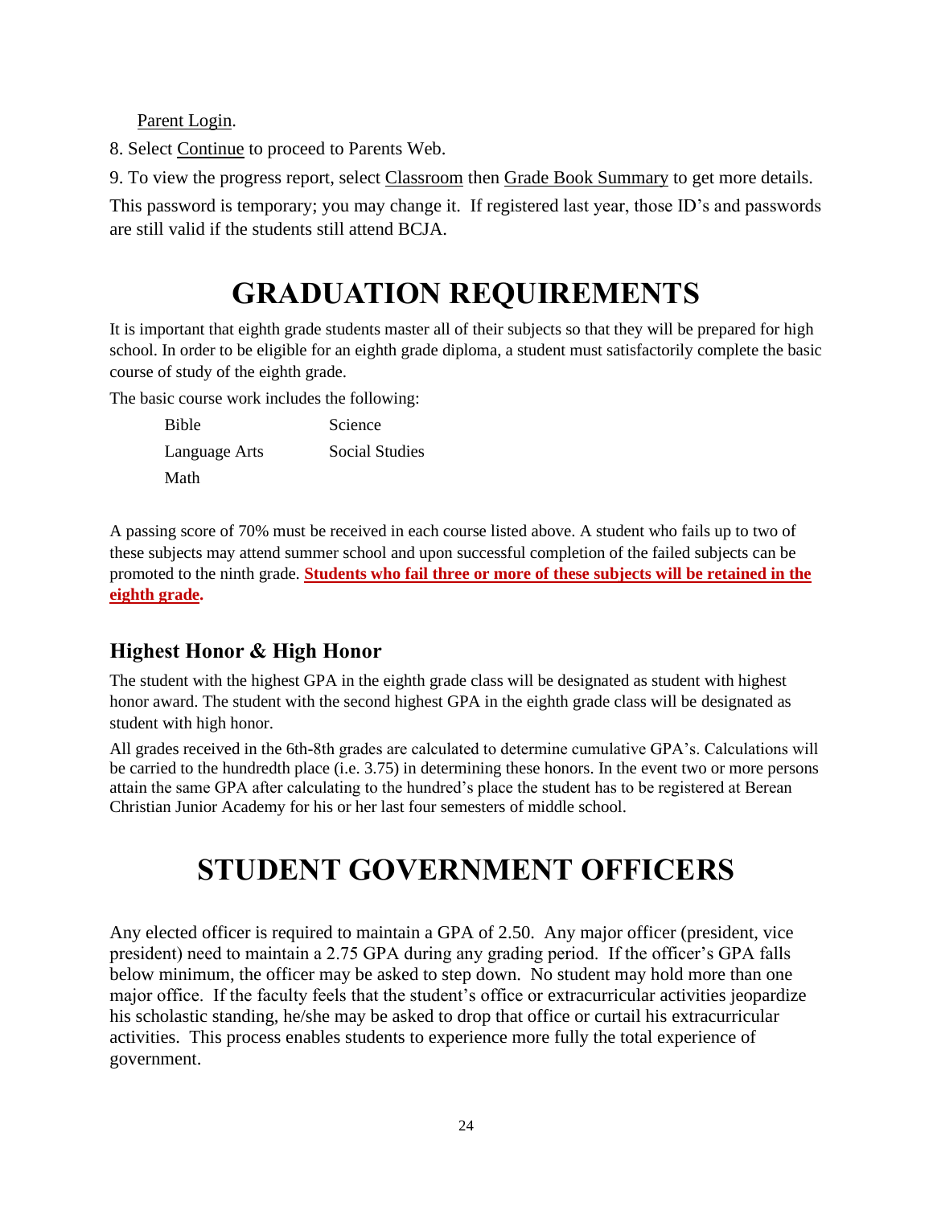Parent Login.

8. Select Continue to proceed to Parents Web.

9. To view the progress report, select Classroom then Grade Book Summary to get more details.

This password is temporary; you may change it. If registered last year, those ID's and passwords are still valid if the students still attend BCJA.

# GRADUATION REQUIREMENTS

It is important that eighth grade students master all of their subjects so that they will be prepared for high school. In order to be eligible for an eighth grade diploma, a student must satisfactorily complete the basic course of study of the eighth grade.

The basic course work includes the following:

- Bible
- Language Arts
- Math
- Science
- Social Studies

A passing score of 70% must be received in each course listed above. A student who fails up to two of these subjects may attend summer school and upon successful completion of the failed subjects can be promoted to the ninth grade. **Students who fail three or more of these subjects will be retained in the eighth grade.**

## Highest Honor & High Honor

The student with the highest GPA in the eighth grade class will be designated as student with highest honor award. The student with the second highest GPA in the eighth grade class will be designated as student with high honor.

All grades received in the 6th-8th grades are calculated to determine cumulative GPA's. Calculations will be carried to the hundredth place (i.e. 3.75) in determining these honors. In the event two or more persons attain the same GPA after calculating to the hundred's place the student has to be registered at Berean Christian Junior Academy for his or her last four semesters of middle school.

# STUDENT GOVERNMENT OFFICERS

Any elected officer is required to maintain a GPA of 2.50. Any major officer (president, vice president) need to maintain a 2.75 GPA during any grading period. If the officer's GPA falls below minimum, the officer may be asked to step down. No student may hold more than one major office. If the faculty feels that the student's office or extracurricular activities jeopardize his scholastic standing, he/she may be asked to drop that office or curtail his extracurricular activities. This process enables students to experience more fully the total experience of government.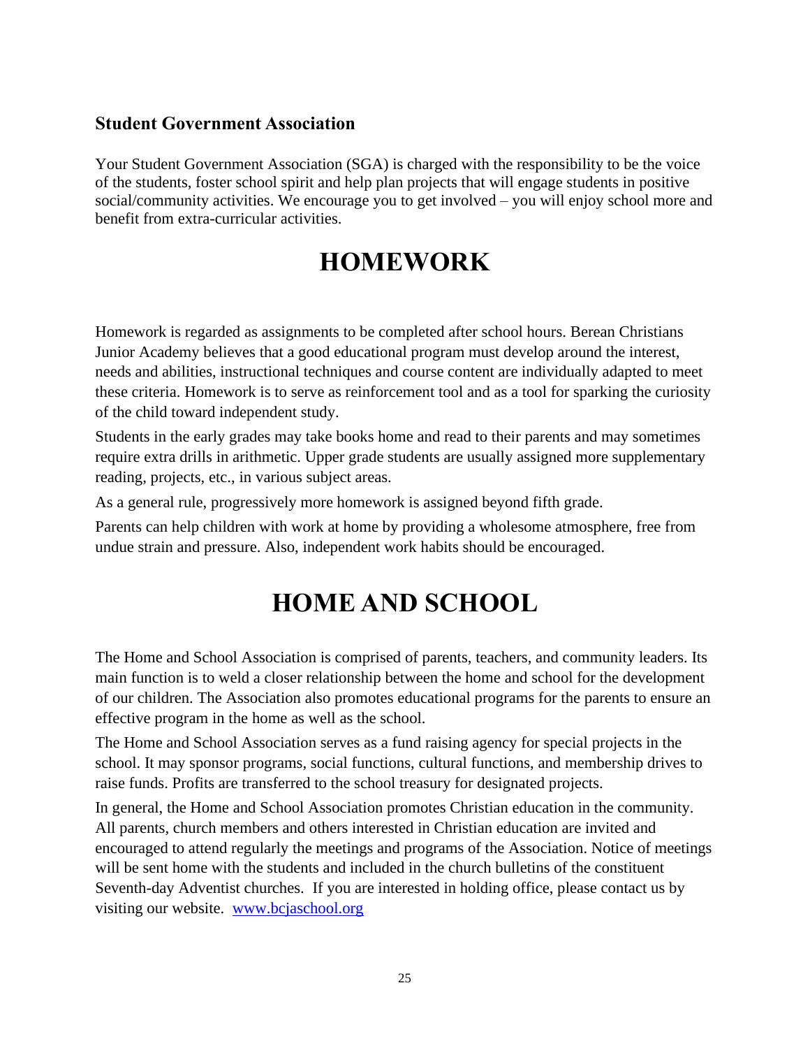### Student Government Association

Your Student Government Association (SGA) is charged with the responsibility to be the voice of the students, foster school spirit and help plan projects that will engage students in positive social/community activities. We encourage you to get involved – you will enjoy school more and benefit from extra-curricular activities.

# HOMEWORK

Homework is regarded as assignments to be completed after school hours. Berean Christians Junior Academy believes that a good educational program must develop around the interest, needs and abilities, instructional techniques and course content are individually adapted to meet these criteria. Homework is to serve as reinforcement tool and as a tool for sparking the curiosity of the child toward independent study.

Students in the early grades may take books home and read to their parents and may sometimes require extra drills in arithmetic. Upper grade students are usually assigned more supplementary reading, projects, etc., in various subject areas.

As a general rule, progressively more homework is assigned beyond fifth grade.

Parents can help children with work at home by providing a wholesome atmosphere, free from undue strain and pressure. Also, independent work habits should be encouraged.

# HOME AND SCHOOL

The Home and School Association is comprised of parents, teachers, and community leaders. Its main function is to weld a closer relationship between the home and school for the development of our children. The Association also promotes educational programs for the parents to ensure an effective program in the home as well as the school.

The Home and School Association serves as a fund raising agency for special projects in the school. It may sponsor programs, social functions, cultural functions, and membership drives to raise funds. Profits are transferred to the school treasury for designated projects.

In general, the Home and School Association promotes Christian education in the community. All parents, church members and others interested in Christian education are invited and encouraged to attend regularly the meetings and programs of the Association. Notice of meetings will be sent home with the students and included in the church bulletins of the constituent Seventh-day Adventist churches. If you are interested in holding office, please contact us by visiting our website. [www.bcjaschool.org](http://www.bcjaschool.org)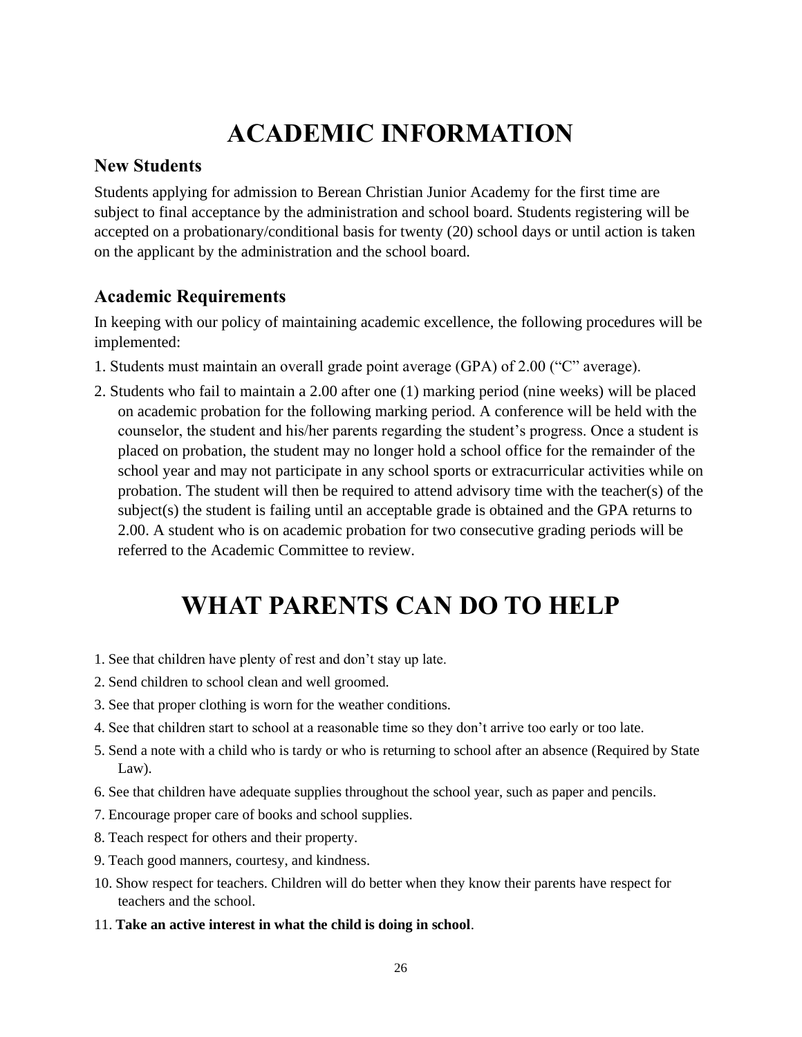# ACADEMIC INFORMATION

## New Students

Students applying for admission to Berean Christian Junior Academy for the first time are subject to final acceptance by the administration and school board. Students registering will be accepted on a probationary/conditional basis for twenty (20) school days or until action is taken on the applicant by the administration and the school board.

## Academic Requirements

In keeping with our policy of maintaining academic excellence, the following procedures will be implemented:

1. Students must maintain an overall grade point average (GPA) of 2.00 ("C" average).
2. Students who fail to maintain a 2.00 after one (1) marking period (nine weeks) will be placed on academic probation for the following marking period. A conference will be held with the counselor, the student and his/her parents regarding the student's progress. Once a student is placed on probation, the student may no longer hold a school office for the remainder of the school year and may not participate in any school sports or extracurricular activities while on probation. The student will then be required to attend advisory time with the teacher(s) of the subject(s) the student is failing until an acceptable grade is obtained and the GPA returns to 2.00. A student who is on academic probation for two consecutive grading periods will be referred to the Academic Committee to review.

# WHAT PARENTS CAN DO TO HELP

1. See that children have plenty of rest and don't stay up late.
2. Send children to school clean and well groomed.
3. See that proper clothing is worn for the weather conditions.
4. See that children start to school at a reasonable time so they don't arrive too early or too late.
5. Send a note with a child who is tardy or who is returning to school after an absence (Required by State Law).
6. See that children have adequate supplies throughout the school year, such as paper and pencils.
7. Encourage proper care of books and school supplies.
8. Teach respect for others and their property.
9. Teach good manners, courtesy, and kindness.
10. Show respect for teachers. Children will do better when they know their parents have respect for teachers and the school.
11. **Take an active interest in what the child is doing in school**.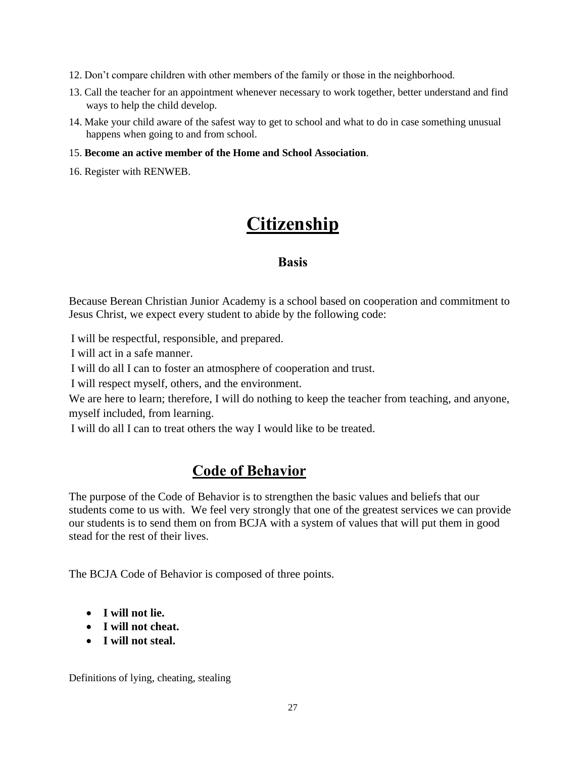12. Don't compare children with other members of the family or those in the neighborhood.
13. Call the teacher for an appointment whenever necessary to work together, better understand and find ways to help the child develop.
14. Make your child aware of the safest way to get to school and what to do in case something unusual happens when going to and from school.
15. **Become an active member of the Home and School Association**.
16. Register with RENWEB.

# Citizenship

### Basis

Because Berean Christian Junior Academy is a school based on cooperation and commitment to Jesus Christ, we expect every student to abide by the following code:

I will be respectful, responsible, and prepared.
I will act in a safe manner.
I will do all I can to foster an atmosphere of cooperation and trust.
I will respect myself, others, and the environment.
We are here to learn; therefore, I will do nothing to keep the teacher from teaching, and anyone, myself included, from learning.
I will do all I can to treat others the way I would like to be treated.

## Code of Behavior

The purpose of the Code of Behavior is to strengthen the basic values and beliefs that our students come to us with. We feel very strongly that one of the greatest services we can provide our students is to send them on from BCJA with a system of values that will put them in good stead for the rest of their lives.

The BCJA Code of Behavior is composed of three points.

- **I will not lie.**
- **I will not cheat.**
- **I will not steal.**

Definitions of lying, cheating, stealing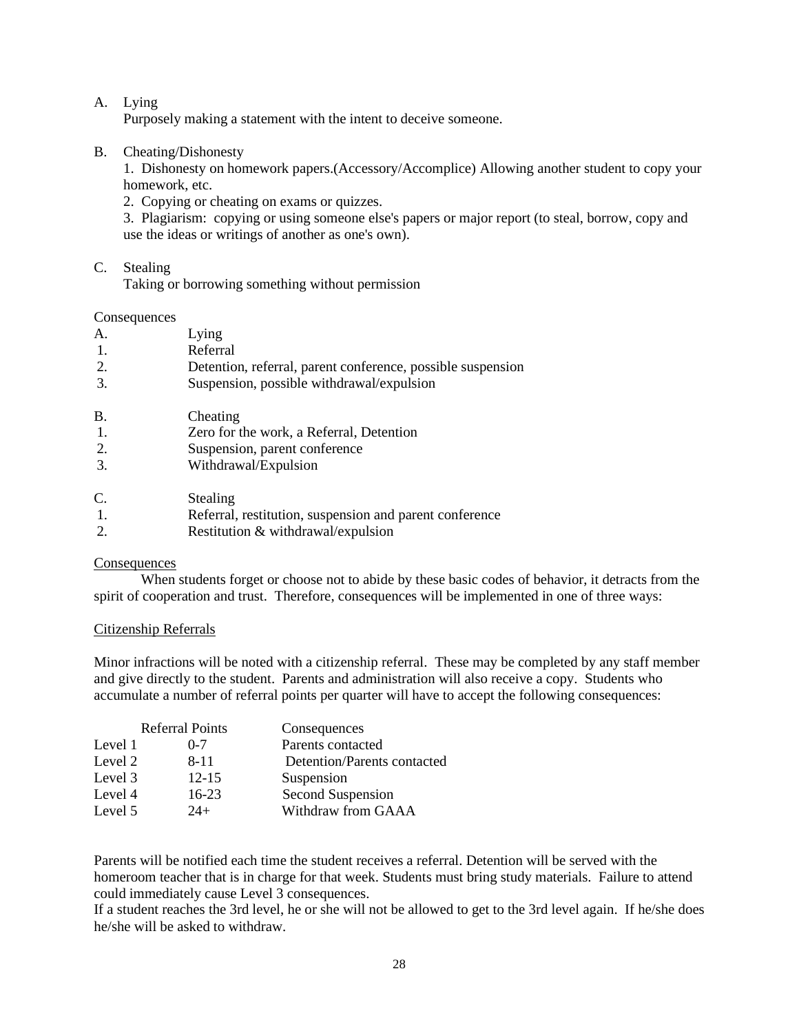A. Lying
   Purposely making a statement with the intent to deceive someone.

B. Cheating/Dishonesty
   1. Dishonesty on homework papers.(Accessory/Accomplice) Allowing another student to copy your homework, etc.
   2. Copying or cheating on exams or quizzes.
   3. Plagiarism: copying or using someone else's papers or major report (to steal, borrow, copy and use the ideas or writings of another as one's own).

C. Stealing
   Taking or borrowing something without permission

Consequences

A. Lying
1. Referral
2. Detention, referral, parent conference, possible suspension
3. Suspension, possible withdrawal/expulsion

B. Cheating
1. Zero for the work, a Referral, Detention
2. Suspension, parent conference
3. Withdrawal/Expulsion

C. Stealing
1. Referral, restitution, suspension and parent conference
2. Restitution & withdrawal/expulsion

<u>Consequences</u>

When students forget or choose not to abide by these basic codes of behavior, it detracts from the spirit of cooperation and trust. Therefore, consequences will be implemented in one of three ways:

<u>Citizenship Referrals</u>

Minor infractions will be noted with a citizenship referral. These may be completed by any staff member and give directly to the student. Parents and administration will also receive a copy. Students who accumulate a number of referral points per quarter will have to accept the following consequences:

| | Referral Points | Consequences |
|---|---|---|
| Level 1 | 0-7 | Parents contacted |
| Level 2 | 8-11 | Detention/Parents contacted |
| Level 3 | 12-15 | Suspension |
| Level 4 | 16-23 | Second Suspension |
| Level 5 | 24+ | Withdraw from GAAA |

Parents will be notified each time the student receives a referral. Detention will be served with the homeroom teacher that is in charge for that week. Students must bring study materials. Failure to attend could immediately cause Level 3 consequences.
If a student reaches the 3rd level, he or she will not be allowed to get to the 3rd level again. If he/she does he/she will be asked to withdraw.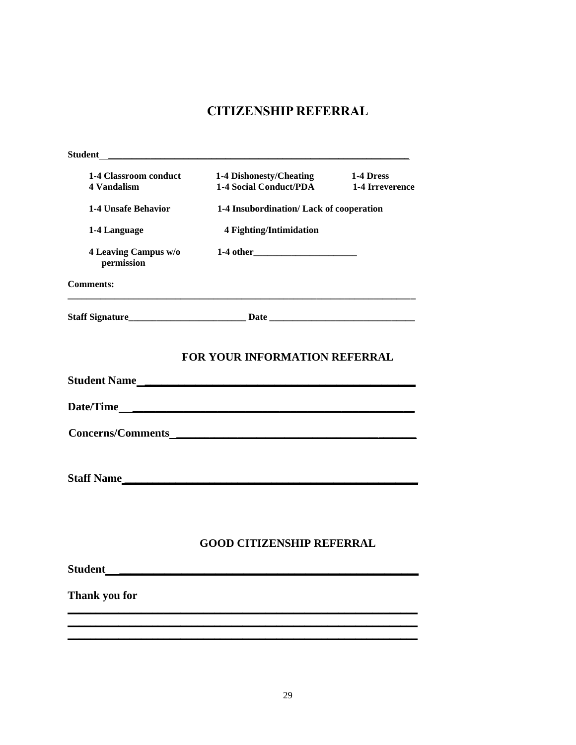# CITIZENSHIP REFERRAL

**Student**\_\_\_\_\_\_\_\_\_\_\_\_\_\_\_\_\_\_\_\_\_\_\_\_\_\_\_\_\_\_\_\_\_\_\_\_\_\_\_\_\_\_\_\_\_\_\_\_\_\_\_\_\_\_\_\_\_\_\_\_

| | | |
|---|---|---|
| **1-4 Classroom conduct** | **1-4 Dishonesty/Cheating** | **1-4 Dress** |
| **4 Vandalism** | **1-4 Social Conduct/PDA** | **1-4 Irreverence** |
| **1-4 Unsafe Behavior** | **1-4 Insubordination/ Lack of cooperation** | |
| **1-4 Language** | **4 Fighting/Intimidation** | |
| **4 Leaving Campus w/o permission** | **1-4 other**\_\_\_\_\_\_\_\_\_\_\_\_\_\_\_\_\_\_\_\_\_\_ | |

**Comments:**

\_\_\_\_\_\_\_\_\_\_\_\_\_\_\_\_\_\_\_\_\_\_\_\_\_\_\_\_\_\_\_\_\_\_\_\_\_\_\_\_\_\_\_\_\_\_\_\_\_\_\_\_\_\_\_\_\_\_\_\_\_\_\_\_\_\_\_\_\_\_\_\_\_\_

**Staff Signature**\_\_\_\_\_\_\_\_\_\_\_\_\_\_\_\_\_\_\_\_\_\_\_\_\_\_ **Date** \_\_\_\_\_\_\_\_\_\_\_\_\_\_\_\_\_\_\_\_\_\_\_\_\_\_\_\_\_\_\_\_

## FOR YOUR INFORMATION REFERRAL

**Student Name** \_\_\_\_\_\_\_\_\_\_\_\_\_\_\_\_\_\_\_\_\_\_\_\_\_\_\_\_\_\_\_\_\_\_\_\_\_\_\_\_\_\_\_\_

**Date/Time** \_\_\_\_\_\_\_\_\_\_\_\_\_\_\_\_\_\_\_\_\_\_\_\_\_\_\_\_\_\_\_\_\_\_\_\_\_\_\_\_\_\_\_\_\_\_\_\_

**Concerns/Comments** \_\_\_\_\_\_\_\_\_\_\_\_\_\_\_\_\_\_\_\_\_\_\_\_\_\_\_\_\_\_\_\_\_\_\_\_\_\_\_\_\_\_

**Staff Name**\_\_\_\_\_\_\_\_\_\_\_\_\_\_\_\_\_\_\_\_\_\_\_\_\_\_\_\_\_\_\_\_\_\_\_\_\_\_\_\_\_\_\_\_\_\_\_\_\_

## GOOD CITIZENSHIP REFERRAL

**Student** \_\_\_\_\_\_\_\_\_\_\_\_\_\_\_\_\_\_\_\_\_\_\_\_\_\_\_\_\_\_\_\_\_\_\_\_\_\_\_\_\_\_\_\_\_\_\_\_\_\_

**Thank you for**

\_\_\_\_\_\_\_\_\_\_\_\_\_\_\_\_\_\_\_\_\_\_\_\_\_\_\_\_\_\_\_\_\_\_\_\_\_\_\_\_\_\_\_\_\_\_\_\_\_\_\_\_\_\_\_\_\_\_\_\_
\_\_\_\_\_\_\_\_\_\_\_\_\_\_\_\_\_\_\_\_\_\_\_\_\_\_\_\_\_\_\_\_\_\_\_\_\_\_\_\_\_\_\_\_\_\_\_\_\_\_\_\_\_\_\_\_\_\_\_\_
\_\_\_\_\_\_\_\_\_\_\_\_\_\_\_\_\_\_\_\_\_\_\_\_\_\_\_\_\_\_\_\_\_\_\_\_\_\_\_\_\_\_\_\_\_\_\_\_\_\_\_\_\_\_\_\_\_\_\_\_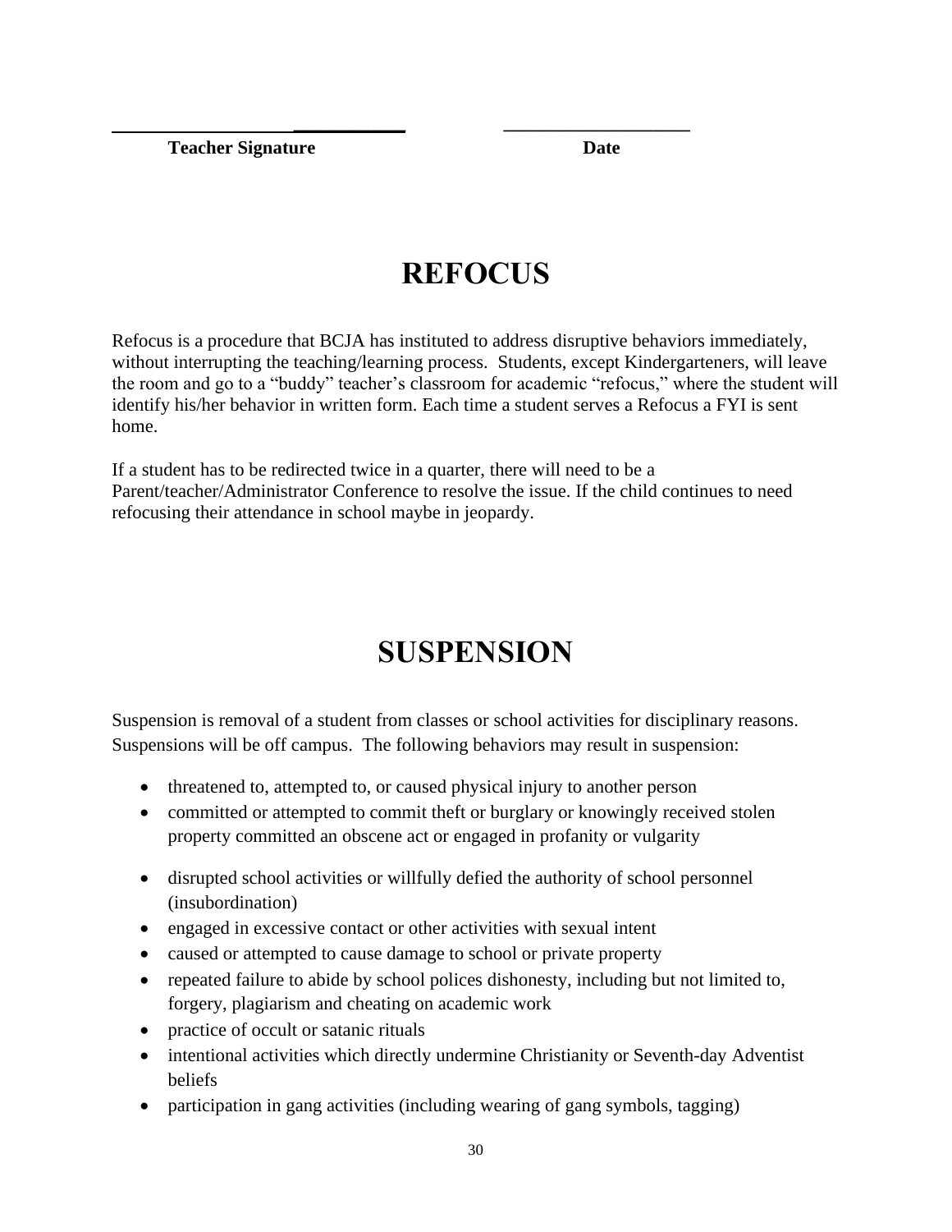______________________________ ____________________

**Teacher Signature** **Date**

# REFOCUS

Refocus is a procedure that BCJA has instituted to address disruptive behaviors immediately, without interrupting the teaching/learning process. Students, except Kindergarteners, will leave the room and go to a "buddy" teacher's classroom for academic "refocus," where the student will identify his/her behavior in written form. Each time a student serves a Refocus a FYI is sent home.

If a student has to be redirected twice in a quarter, there will need to be a Parent/teacher/Administrator Conference to resolve the issue. If the child continues to need refocusing their attendance in school maybe in jeopardy.

# SUSPENSION

Suspension is removal of a student from classes or school activities for disciplinary reasons. Suspensions will be off campus. The following behaviors may result in suspension:

- threatened to, attempted to, or caused physical injury to another person
- committed or attempted to commit theft or burglary or knowingly received stolen property committed an obscene act or engaged in profanity or vulgarity
- disrupted school activities or willfully defied the authority of school personnel (insubordination)
- engaged in excessive contact or other activities with sexual intent
- caused or attempted to cause damage to school or private property
- repeated failure to abide by school polices dishonesty, including but not limited to, forgery, plagiarism and cheating on academic work
- practice of occult or satanic rituals
- intentional activities which directly undermine Christianity or Seventh-day Adventist beliefs
- participation in gang activities (including wearing of gang symbols, tagging)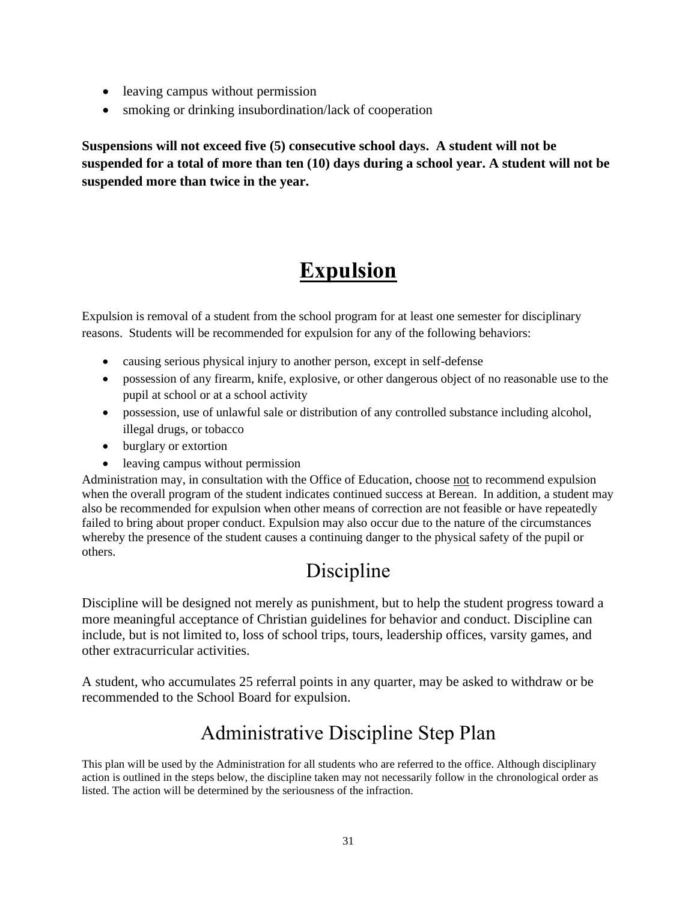- leaving campus without permission
- smoking or drinking insubordination/lack of cooperation

**Suspensions will not exceed five (5) consecutive school days. A student will not be suspended for a total of more than ten (10) days during a school year. A student will not be suspended more than twice in the year.**

# Expulsion

Expulsion is removal of a student from the school program for at least one semester for disciplinary reasons. Students will be recommended for expulsion for any of the following behaviors:

- causing serious physical injury to another person, except in self-defense
- possession of any firearm, knife, explosive, or other dangerous object of no reasonable use to the pupil at school or at a school activity
- possession, use of unlawful sale or distribution of any controlled substance including alcohol, illegal drugs, or tobacco
- burglary or extortion
- leaving campus without permission

Administration may, in consultation with the Office of Education, choose not to recommend expulsion when the overall program of the student indicates continued success at Berean. In addition, a student may also be recommended for expulsion when other means of correction are not feasible or have repeatedly failed to bring about proper conduct. Expulsion may also occur due to the nature of the circumstances whereby the presence of the student causes a continuing danger to the physical safety of the pupil or others.

## Discipline

Discipline will be designed not merely as punishment, but to help the student progress toward a more meaningful acceptance of Christian guidelines for behavior and conduct. Discipline can include, but is not limited to, loss of school trips, tours, leadership offices, varsity games, and other extracurricular activities.

A student, who accumulates 25 referral points in any quarter, may be asked to withdraw or be recommended to the School Board for expulsion.

## Administrative Discipline Step Plan

This plan will be used by the Administration for all students who are referred to the office. Although disciplinary action is outlined in the steps below, the discipline taken may not necessarily follow in the chronological order as listed. The action will be determined by the seriousness of the infraction.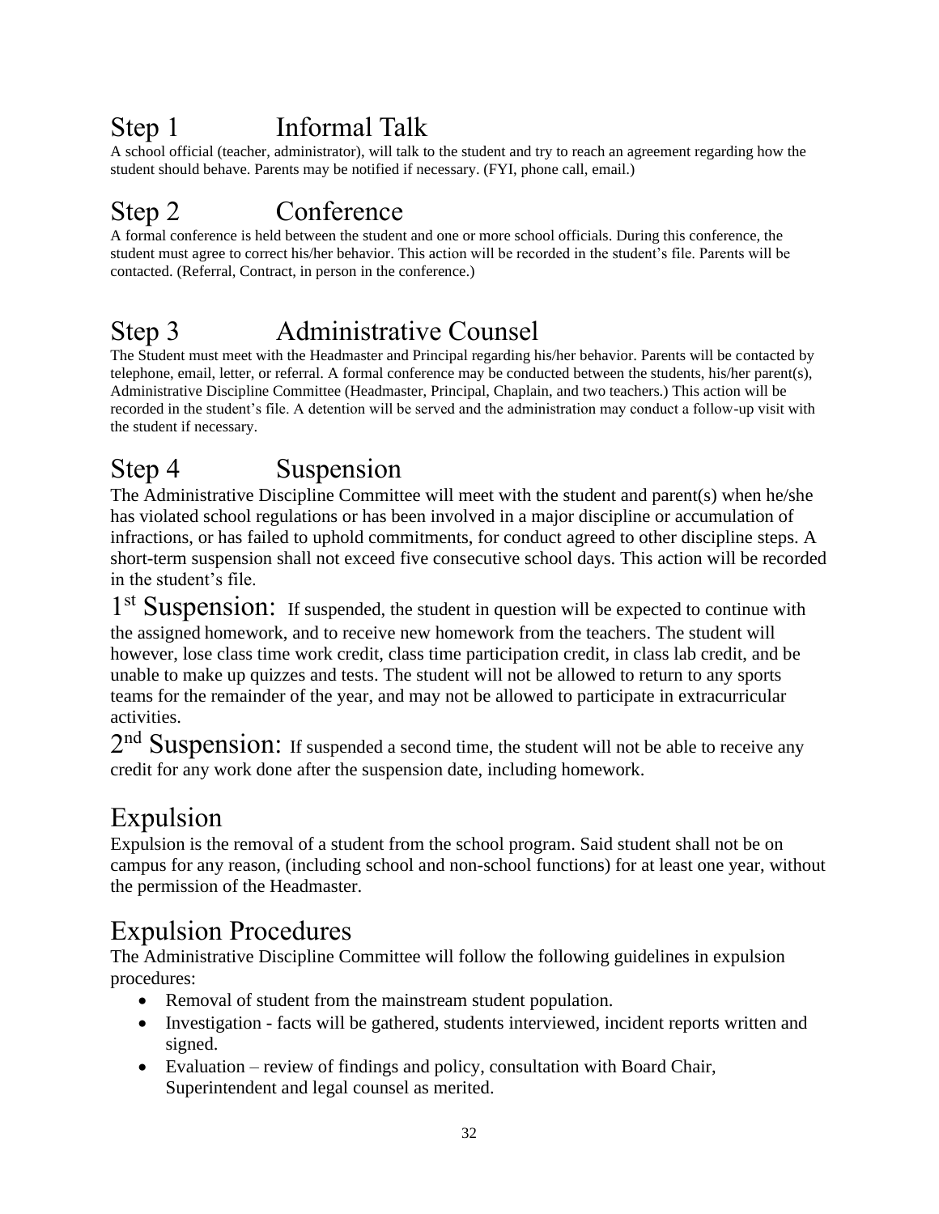## Step 1 Informal Talk

A school official (teacher, administrator), will talk to the student and try to reach an agreement regarding how the student should behave. Parents may be notified if necessary. (FYI, phone call, email.)

## Step 2 Conference

A formal conference is held between the student and one or more school officials. During this conference, the student must agree to correct his/her behavior. This action will be recorded in the student's file. Parents will be contacted. (Referral, Contract, in person in the conference.)

## Step 3 Administrative Counsel

The Student must meet with the Headmaster and Principal regarding his/her behavior. Parents will be contacted by telephone, email, letter, or referral. A formal conference may be conducted between the students, his/her parent(s), Administrative Discipline Committee (Headmaster, Principal, Chaplain, and two teachers.) This action will be recorded in the student's file. A detention will be served and the administration may conduct a follow-up visit with the student if necessary.

## Step 4 Suspension

The Administrative Discipline Committee will meet with the student and parent(s) when he/she has violated school regulations or has been involved in a major discipline or accumulation of infractions, or has failed to uphold commitments, for conduct agreed to other discipline steps. A short-term suspension shall not exceed five consecutive school days. This action will be recorded in the student's file.

**1st Suspension:** If suspended, the student in question will be expected to continue with the assigned homework, and to receive new homework from the teachers. The student will however, lose class time work credit, class time participation credit, in class lab credit, and be unable to make up quizzes and tests. The student will not be allowed to return to any sports teams for the remainder of the year, and may not be allowed to participate in extracurricular activities.

**2nd Suspension:** If suspended a second time, the student will not be able to receive any credit for any work done after the suspension date, including homework.

## Expulsion

Expulsion is the removal of a student from the school program. Said student shall not be on campus for any reason, (including school and non-school functions) for at least one year, without the permission of the Headmaster.

## Expulsion Procedures

The Administrative Discipline Committee will follow the following guidelines in expulsion procedures:

- Removal of student from the mainstream student population.
- Investigation - facts will be gathered, students interviewed, incident reports written and signed.
- Evaluation – review of findings and policy, consultation with Board Chair, Superintendent and legal counsel as merited.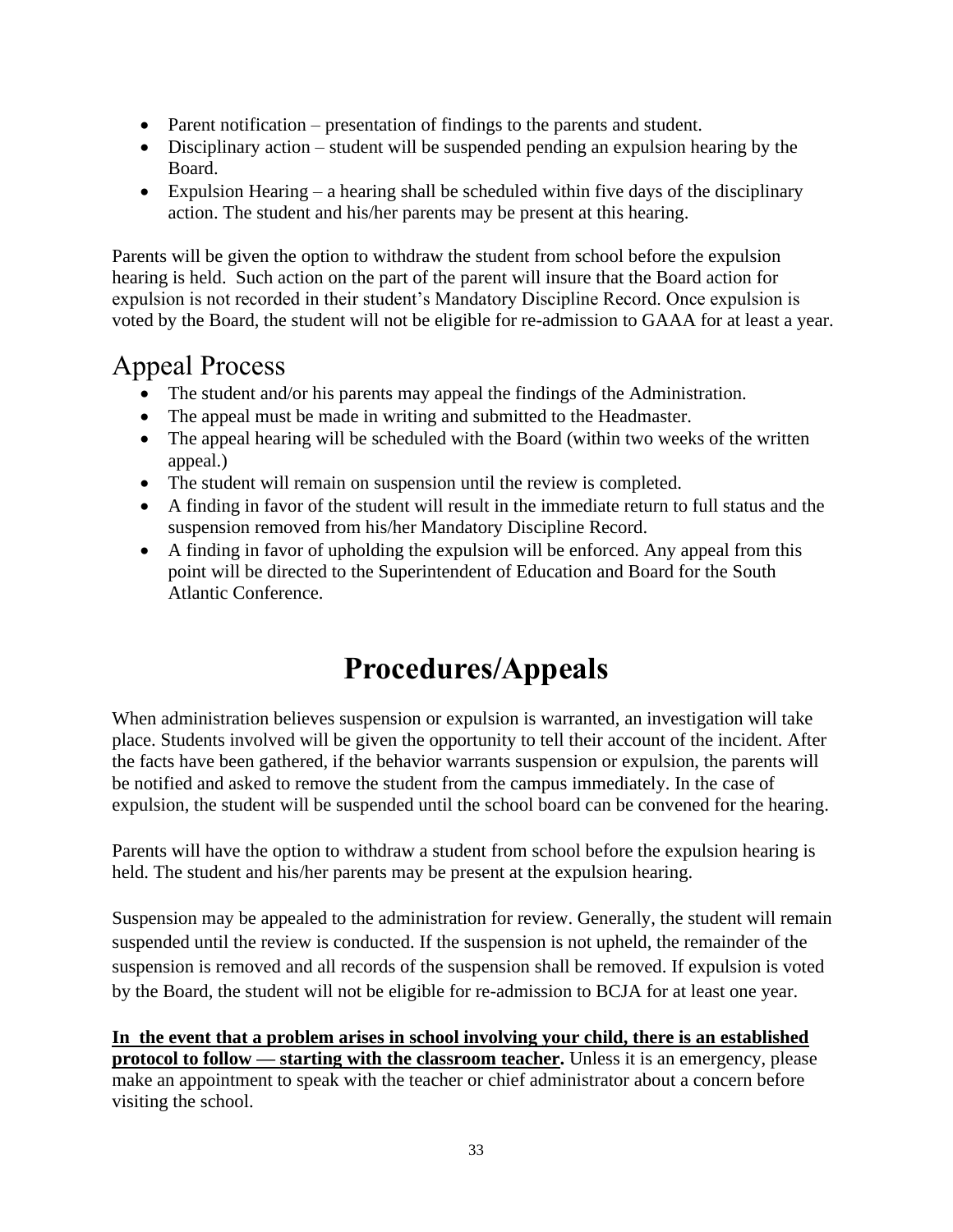- Parent notification – presentation of findings to the parents and student.
- Disciplinary action – student will be suspended pending an expulsion hearing by the Board.
- Expulsion Hearing – a hearing shall be scheduled within five days of the disciplinary action. The student and his/her parents may be present at this hearing.

Parents will be given the option to withdraw the student from school before the expulsion hearing is held. Such action on the part of the parent will insure that the Board action for expulsion is not recorded in their student's Mandatory Discipline Record. Once expulsion is voted by the Board, the student will not be eligible for re-admission to GAAA for at least a year.

## Appeal Process

- The student and/or his parents may appeal the findings of the Administration.
- The appeal must be made in writing and submitted to the Headmaster.
- The appeal hearing will be scheduled with the Board (within two weeks of the written appeal.)
- The student will remain on suspension until the review is completed.
- A finding in favor of the student will result in the immediate return to full status and the suspension removed from his/her Mandatory Discipline Record.
- A finding in favor of upholding the expulsion will be enforced. Any appeal from this point will be directed to the Superintendent of Education and Board for the South Atlantic Conference.

# Procedures/Appeals

When administration believes suspension or expulsion is warranted, an investigation will take place. Students involved will be given the opportunity to tell their account of the incident. After the facts have been gathered, if the behavior warrants suspension or expulsion, the parents will be notified and asked to remove the student from the campus immediately. In the case of expulsion, the student will be suspended until the school board can be convened for the hearing.

Parents will have the option to withdraw a student from school before the expulsion hearing is held. The student and his/her parents may be present at the expulsion hearing.

Suspension may be appealed to the administration for review. Generally, the student will remain suspended until the review is conducted. If the suspension is not upheld, the remainder of the suspension is removed and all records of the suspension shall be removed. If expulsion is voted by the Board, the student will not be eligible for re-admission to BCJA for at least one year.

**In the event that a problem arises in school involving your child, there is an established protocol to follow — starting with the classroom teacher.** Unless it is an emergency, please make an appointment to speak with the teacher or chief administrator about a concern before visiting the school.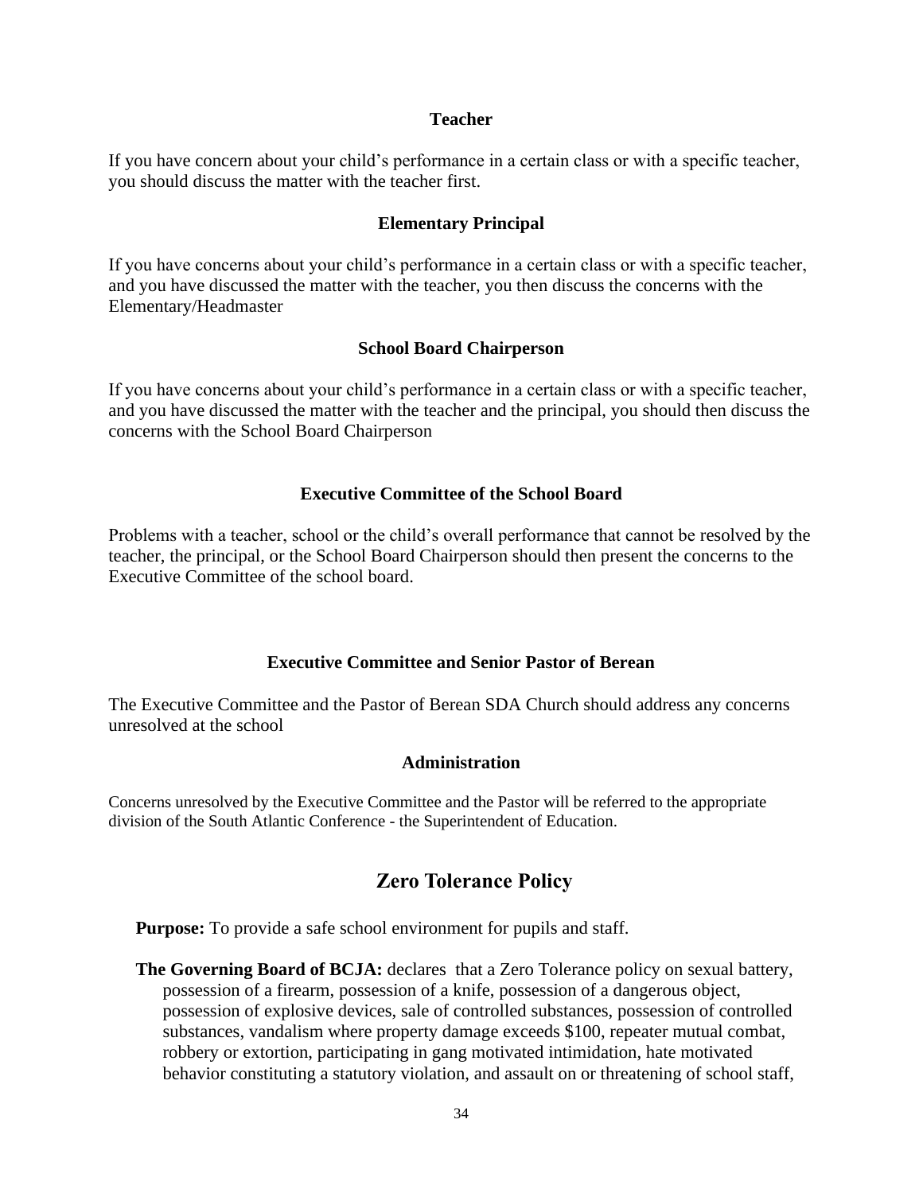### Teacher

If you have concern about your child's performance in a certain class or with a specific teacher, you should discuss the matter with the teacher first.

### Elementary Principal

If you have concerns about your child's performance in a certain class or with a specific teacher, and you have discussed the matter with the teacher, you then discuss the concerns with the Elementary/Headmaster

### School Board Chairperson

If you have concerns about your child's performance in a certain class or with a specific teacher, and you have discussed the matter with the teacher and the principal, you should then discuss the concerns with the School Board Chairperson

### Executive Committee of the School Board

Problems with a teacher, school or the child's overall performance that cannot be resolved by the teacher, the principal, or the School Board Chairperson should then present the concerns to the Executive Committee of the school board.

### Executive Committee and Senior Pastor of Berean

The Executive Committee and the Pastor of Berean SDA Church should address any concerns unresolved at the school

### Administration

Concerns unresolved by the Executive Committee and the Pastor will be referred to the appropriate division of the South Atlantic Conference - the Superintendent of Education.

## Zero Tolerance Policy

**Purpose:** To provide a safe school environment for pupils and staff.

**The Governing Board of BCJA:** declares that a Zero Tolerance policy on sexual battery, possession of a firearm, possession of a knife, possession of a dangerous object, possession of explosive devices, sale of controlled substances, possession of controlled substances, vandalism where property damage exceeds $100, repeater mutual combat, robbery or extortion, participating in gang motivated intimidation, hate motivated behavior constituting a statutory violation, and assault on or threatening of school staff,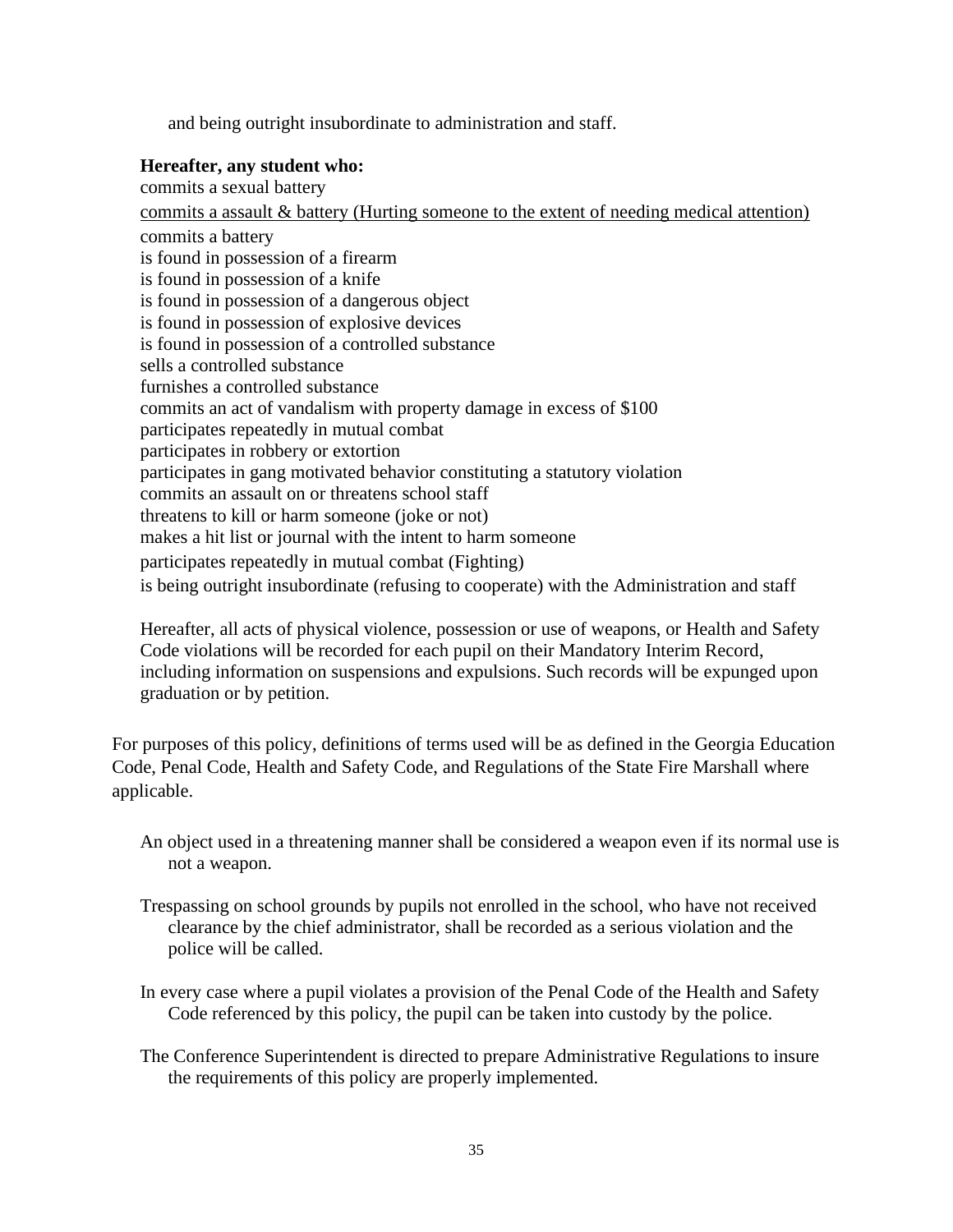and being outright insubordinate to administration and staff.

**Hereafter, any student who:**

commits a sexual battery
commits a assault & battery (Hurting someone to the extent of needing medical attention)
commits a battery
is found in possession of a firearm
is found in possession of a knife
is found in possession of a dangerous object
is found in possession of explosive devices
is found in possession of a controlled substance
sells a controlled substance
furnishes a controlled substance
commits an act of vandalism with property damage in excess of $100
participates repeatedly in mutual combat
participates in robbery or extortion
participates in gang motivated behavior constituting a statutory violation
commits an assault on or threatens school staff
threatens to kill or harm someone (joke or not)
makes a hit list or journal with the intent to harm someone
participates repeatedly in mutual combat (Fighting)
is being outright insubordinate (refusing to cooperate) with the Administration and staff

Hereafter, all acts of physical violence, possession or use of weapons, or Health and Safety Code violations will be recorded for each pupil on their Mandatory Interim Record, including information on suspensions and expulsions. Such records will be expunged upon graduation or by petition.

For purposes of this policy, definitions of terms used will be as defined in the Georgia Education Code, Penal Code, Health and Safety Code, and Regulations of the State Fire Marshall where applicable.

An object used in a threatening manner shall be considered a weapon even if its normal use is not a weapon.

Trespassing on school grounds by pupils not enrolled in the school, who have not received clearance by the chief administrator, shall be recorded as a serious violation and the police will be called.

In every case where a pupil violates a provision of the Penal Code of the Health and Safety Code referenced by this policy, the pupil can be taken into custody by the police.

The Conference Superintendent is directed to prepare Administrative Regulations to insure the requirements of this policy are properly implemented.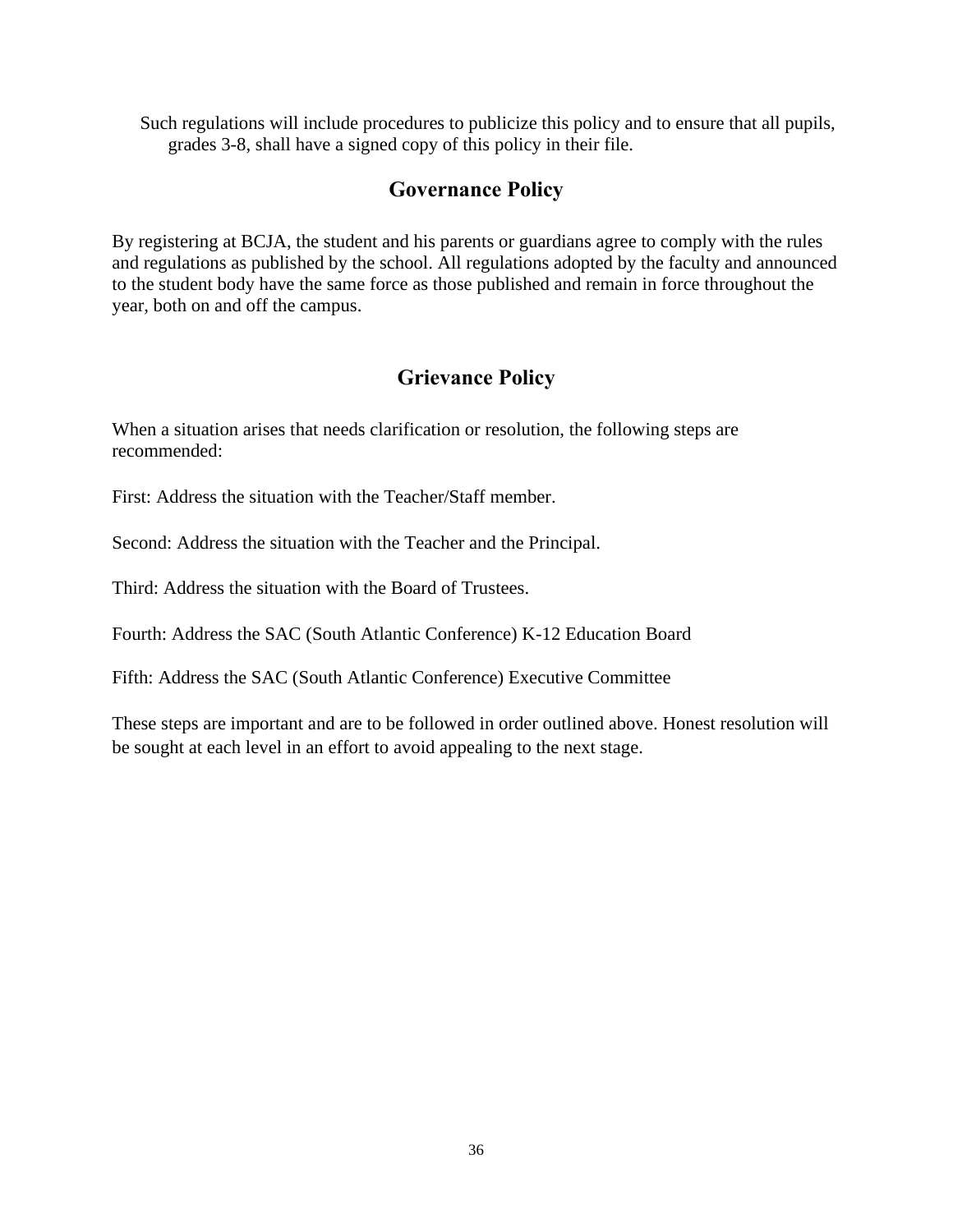Such regulations will include procedures to publicize this policy and to ensure that all pupils, grades 3-8, shall have a signed copy of this policy in their file.

## Governance Policy

By registering at BCJA, the student and his parents or guardians agree to comply with the rules and regulations as published by the school. All regulations adopted by the faculty and announced to the student body have the same force as those published and remain in force throughout the year, both on and off the campus.

## Grievance Policy

When a situation arises that needs clarification or resolution, the following steps are recommended:

First: Address the situation with the Teacher/Staff member.

Second: Address the situation with the Teacher and the Principal.

Third: Address the situation with the Board of Trustees.

Fourth: Address the SAC (South Atlantic Conference) K-12 Education Board

Fifth: Address the SAC (South Atlantic Conference) Executive Committee

These steps are important and are to be followed in order outlined above. Honest resolution will be sought at each level in an effort to avoid appealing to the next stage.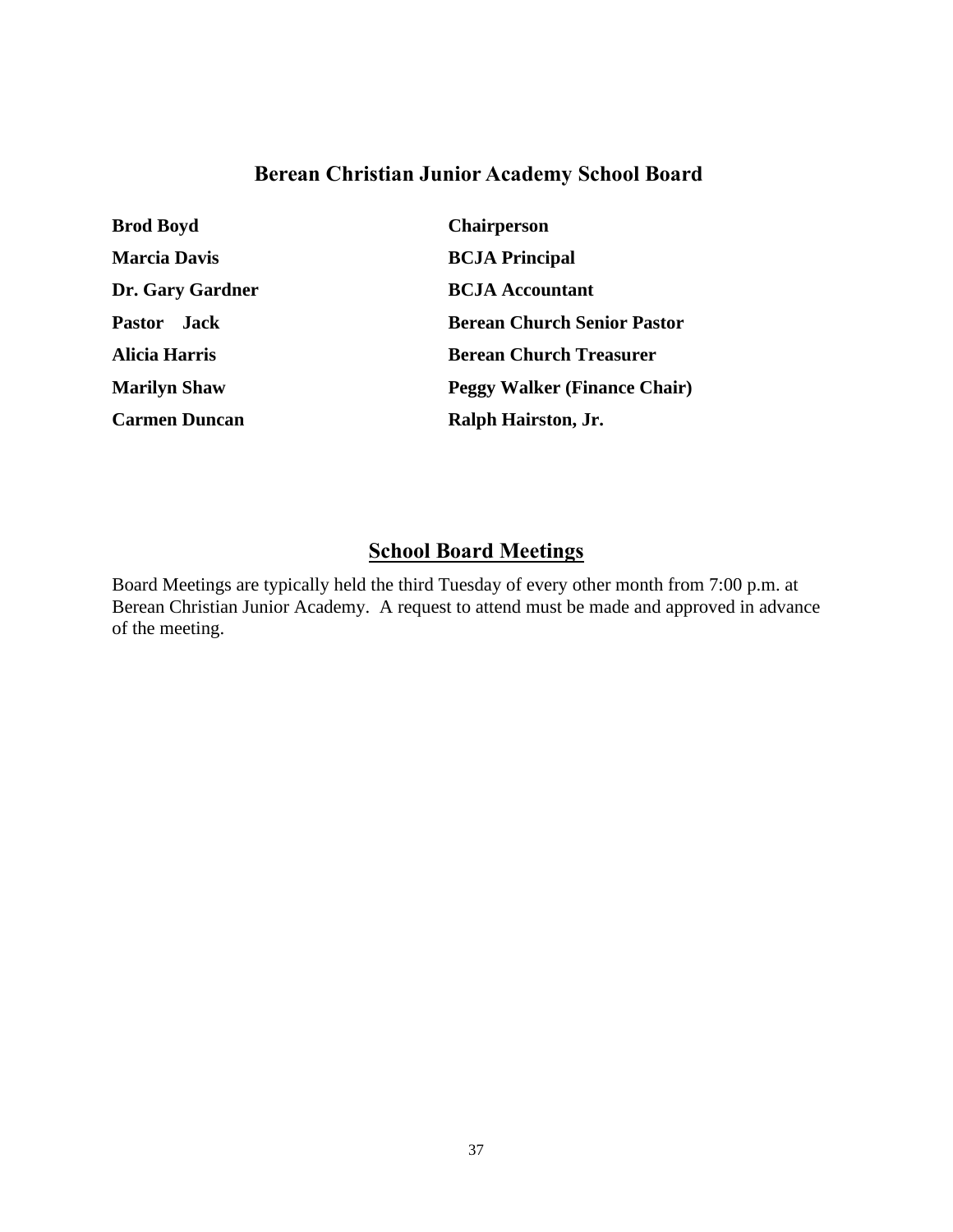## Berean Christian Junior Academy School Board

| | |
|---|---|
| **Brod Boyd** | **Chairperson** |
| **Marcia Davis** | **BCJA Principal** |
| **Dr. Gary Gardner** | **BCJA Accountant** |
| **Pastor Jack** | **Berean Church Senior Pastor** |
| **Alicia Harris** | **Berean Church Treasurer** |
| **Marilyn Shaw** | **Peggy Walker (Finance Chair)** |
| **Carmen Duncan** | **Ralph Hairston, Jr.** |

## School Board Meetings

Board Meetings are typically held the third Tuesday of every other month from 7:00 p.m. at Berean Christian Junior Academy. A request to attend must be made and approved in advance of the meeting.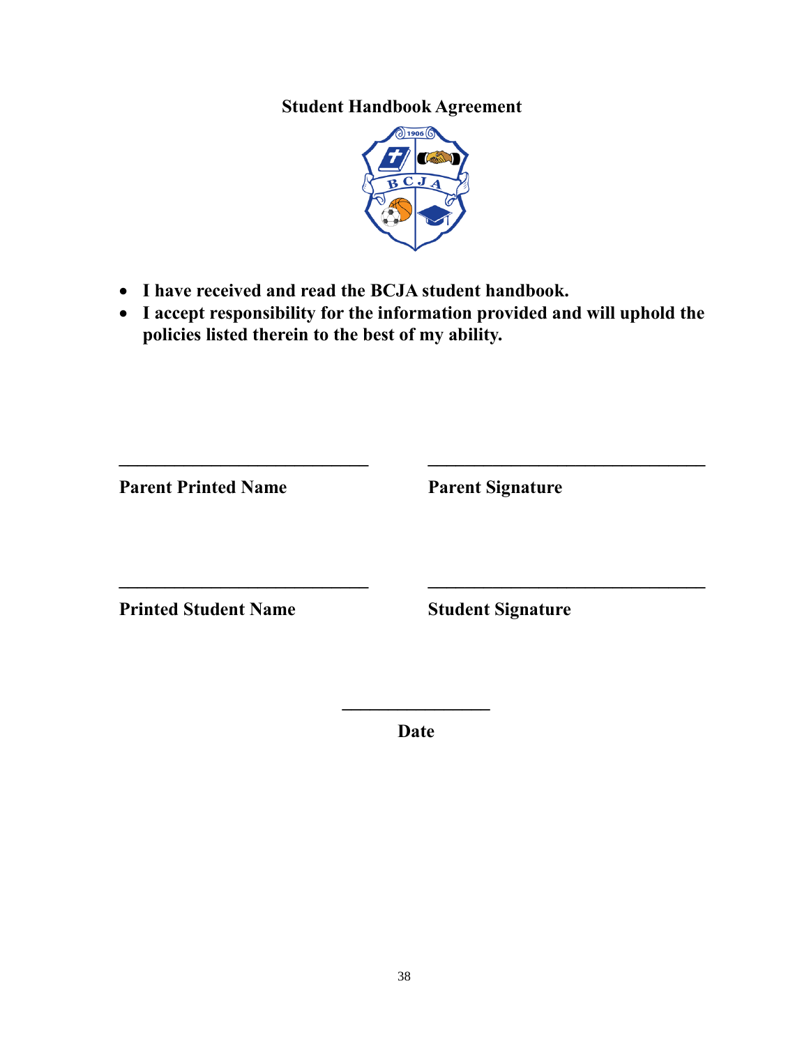**Student Handbook Agreement**

- **I have received and read the BCJA student handbook.**
- **I accept responsibility for the information provided and will uphold the policies listed therein to the best of my ability.**

______________________________ ______________________________

**Parent Printed Name** **Parent Signature**

______________________________ ______________________________

**Printed Student Name** **Student Signature**

_________________

**Date**